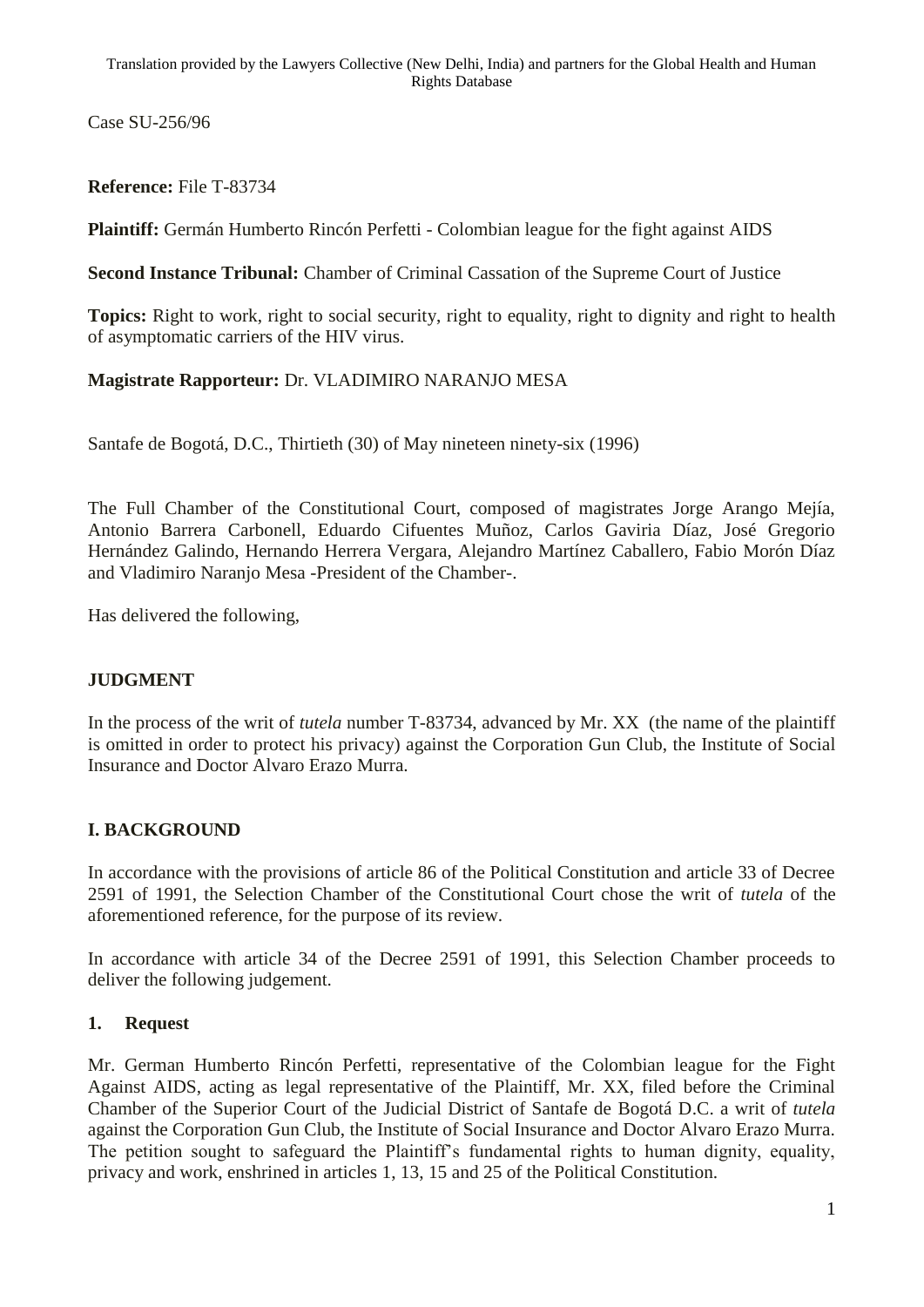Translation provided by the Lawyers Collective (New Delhi, India) and partners for the Global Health and Human Rights Database

Case SU-256/96

**Reference:** File T-83734

**Plaintiff:** Germán Humberto Rincón Perfetti - Colombian league for the fight against AIDS

**Second Instance Tribunal:** Chamber of Criminal Cassation of the Supreme Court of Justice

**Topics:** Right to work, right to social security, right to equality, right to dignity and right to health of asymptomatic carriers of the HIV virus.

**Magistrate Rapporteur:** Dr. VLADIMIRO NARANJO MESA

Santafe de Bogotá, D.C., Thirtieth (30) of May nineteen ninety-six (1996)

The Full Chamber of the Constitutional Court, composed of magistrates Jorge Arango Mejía, Antonio Barrera Carbonell, Eduardo Cifuentes Muñoz, Carlos Gaviria Díaz, José Gregorio Hernández Galindo, Hernando Herrera Vergara, Alejandro Martínez Caballero, Fabio Morón Díaz and Vladimiro Naranjo Mesa -President of the Chamber-.

Has delivered the following,

## JUDGMENT

In the process of the writ of *tutela* number T-83734, advanced by Mr. XX (the name of the plaintiff is omitted in order to protect his privacy) against the Corporation Gun Club, the Institute of Social Insurance and Doctor Alvaro Erazo Murra.

## I. BACKGROUND

In accordance with the provisions of article 86 of the Political Constitution and article 33 of Decree 2591 of 1991, the Selection Chamber of the Constitutional Court chose the writ of *tutela* of the aforementioned reference, for the purpose of its review.

In accordance with article 34 of the Decree 2591 of 1991, this Selection Chamber proceeds to deliver the following judgement.

### 1. Request

Mr. German Humberto Rincón Perfetti, representative of the Colombian league for the Fight Against AIDS, acting as legal representative of the Plaintiff, Mr. XX, filed before the Criminal Chamber of the Superior Court of the Judicial District of Santafe de Bogotá D.C. a writ of *tutela* against the Corporation Gun Club, the Institute of Social Insurance and Doctor Alvaro Erazo Murra. The petition sought to safeguard the Plaintiff's fundamental rights to human dignity, equality, privacy and work, enshrined in articles 1, 13, 15 and 25 of the Political Constitution.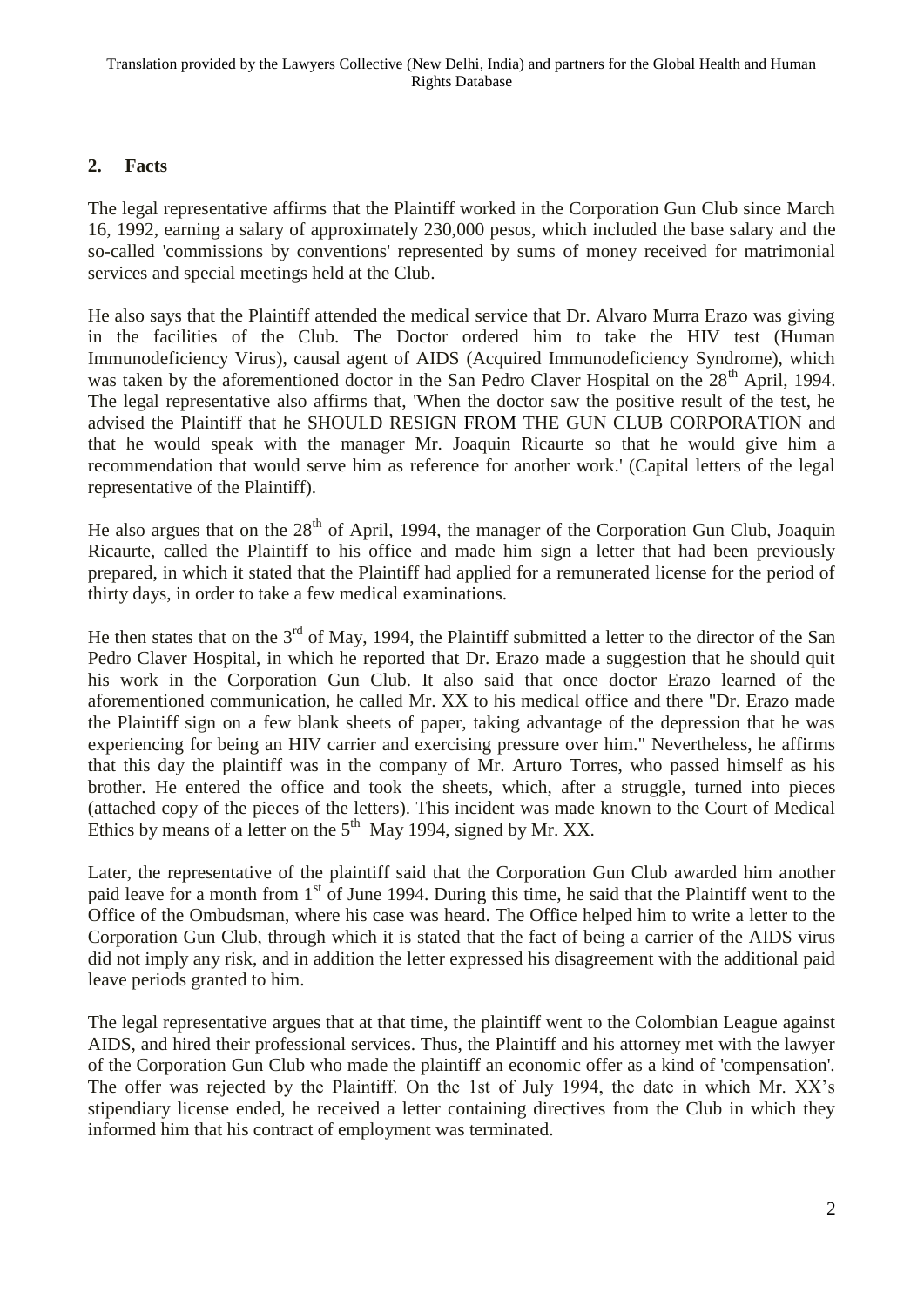## 2. Facts

The legal representative affirms that the Plaintiff worked in the Corporation Gun Club since March 16, 1992, earning a salary of approximately 230,000 pesos, which included the base salary and the so-called 'commissions by conventions' represented by sums of money received for matrimonial services and special meetings held at the Club.

He also says that the Plaintiff attended the medical service that Dr. Alvaro Murra Erazo was giving in the facilities of the Club. The Doctor ordered him to take the HIV test (Human Immunodeficiency Virus), causal agent of AIDS (Acquired Immunodeficiency Syndrome), which was taken by the aforementioned doctor in the San Pedro Claver Hospital on the 28th April, 1994. The legal representative also affirms that, 'When the doctor saw the positive result of the test, he advised the Plaintiff that he SHOULD RESIGN FROM THE GUN CLUB CORPORATION and that he would speak with the manager Mr. Joaquin Ricaurte so that he would give him a recommendation that would serve him as reference for another work.' (Capital letters of the legal representative of the Plaintiff).

He also argues that on the 28th of April, 1994, the manager of the Corporation Gun Club, Joaquin Ricaurte, called the Plaintiff to his office and made him sign a letter that had been previously prepared, in which it stated that the Plaintiff had applied for a remunerated license for the period of thirty days, in order to take a few medical examinations.

He then states that on the 3rd of May, 1994, the Plaintiff submitted a letter to the director of the San Pedro Claver Hospital, in which he reported that Dr. Erazo made a suggestion that he should quit his work in the Corporation Gun Club. It also said that once doctor Erazo learned of the aforementioned communication, he called Mr. XX to his medical office and there "Dr. Erazo made the Plaintiff sign on a few blank sheets of paper, taking advantage of the depression that he was experiencing for being an HIV carrier and exercising pressure over him." Nevertheless, he affirms that this day the plaintiff was in the company of Mr. Arturo Torres, who passed himself as his brother. He entered the office and took the sheets, which, after a struggle, turned into pieces (attached copy of the pieces of the letters). This incident was made known to the Court of Medical Ethics by means of a letter on the 5th May 1994, signed by Mr. XX.

Later, the representative of the plaintiff said that the Corporation Gun Club awarded him another paid leave for a month from 1st of June 1994. During this time, he said that the Plaintiff went to the Office of the Ombudsman, where his case was heard. The Office helped him to write a letter to the Corporation Gun Club, through which it is stated that the fact of being a carrier of the AIDS virus did not imply any risk, and in addition the letter expressed his disagreement with the additional paid leave periods granted to him.

The legal representative argues that at that time, the plaintiff went to the Colombian League against AIDS, and hired their professional services. Thus, the Plaintiff and his attorney met with the lawyer of the Corporation Gun Club who made the plaintiff an economic offer as a kind of 'compensation'. The offer was rejected by the Plaintiff. On the 1st of July 1994, the date in which Mr. XX's stipendiary license ended, he received a letter containing directives from the Club in which they informed him that his contract of employment was terminated.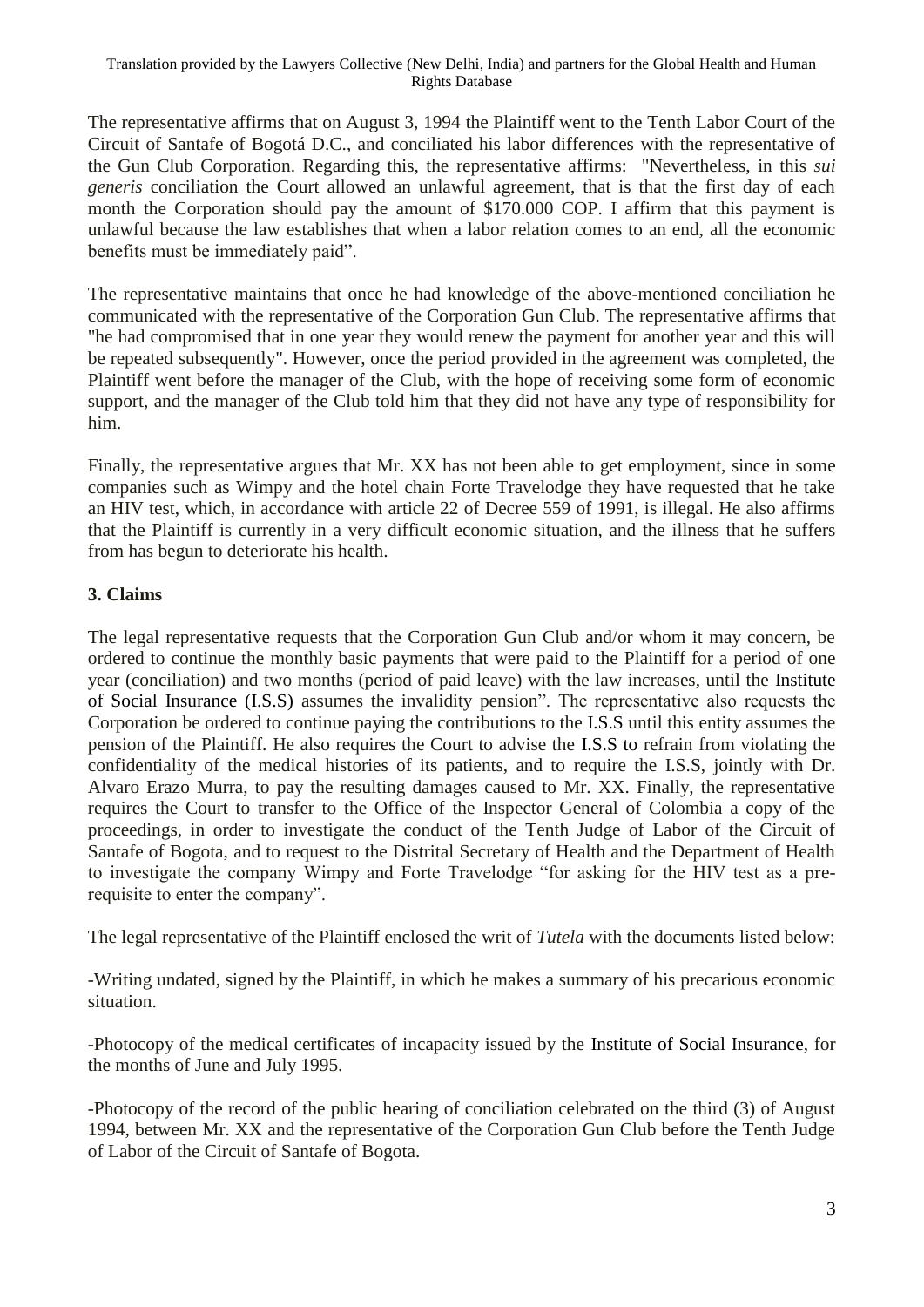The representative affirms that on August 3, 1994 the Plaintiff went to the Tenth Labor Court of the Circuit of Santafe of Bogotá D.C., and conciliated his labor differences with the representative of the Gun Club Corporation. Regarding this, the representative affirms: "Nevertheless, in this *sui generis* conciliation the Court allowed an unlawful agreement, that is that the first day of each month the Corporation should pay the amount of $170.000 COP. I affirm that this payment is unlawful because the law establishes that when a labor relation comes to an end, all the economic benefits must be immediately paid".

The representative maintains that once he had knowledge of the above-mentioned conciliation he communicated with the representative of the Corporation Gun Club. The representative affirms that "he had compromised that in one year they would renew the payment for another year and this will be repeated subsequently". However, once the period provided in the agreement was completed, the Plaintiff went before the manager of the Club, with the hope of receiving some form of economic support, and the manager of the Club told him that they did not have any type of responsibility for him.

Finally, the representative argues that Mr. XX has not been able to get employment, since in some companies such as Wimpy and the hotel chain Forte Travelodge they have requested that he take an HIV test, which, in accordance with article 22 of Decree 559 of 1991, is illegal. He also affirms that the Plaintiff is currently in a very difficult economic situation, and the illness that he suffers from has begun to deteriorate his health.

### 3. Claims

The legal representative requests that the Corporation Gun Club and/or whom it may concern, be ordered to continue the monthly basic payments that were paid to the Plaintiff for a period of one year (conciliation) and two months (period of paid leave) with the law increases, until the Institute of Social Insurance (I.S.S) assumes the invalidity pension". The representative also requests the Corporation be ordered to continue paying the contributions to the I.S.S until this entity assumes the pension of the Plaintiff. He also requires the Court to advise the I.S.S to refrain from violating the confidentiality of the medical histories of its patients, and to require the I.S.S, jointly with Dr. Alvaro Erazo Murra, to pay the resulting damages caused to Mr. XX. Finally, the representative requires the Court to transfer to the Office of the Inspector General of Colombia a copy of the proceedings, in order to investigate the conduct of the Tenth Judge of Labor of the Circuit of Santafe of Bogota, and to request to the Distrital Secretary of Health and the Department of Health to investigate the company Wimpy and Forte Travelodge "for asking for the HIV test as a pre-requisite to enter the company".

The legal representative of the Plaintiff enclosed the writ of *Tutela* with the documents listed below:

-Writing undated, signed by the Plaintiff, in which he makes a summary of his precarious economic situation.

-Photocopy of the medical certificates of incapacity issued by the Institute of Social Insurance, for the months of June and July 1995.

-Photocopy of the record of the public hearing of conciliation celebrated on the third (3) of August 1994, between Mr. XX and the representative of the Corporation Gun Club before the Tenth Judge of Labor of the Circuit of Santafe of Bogota.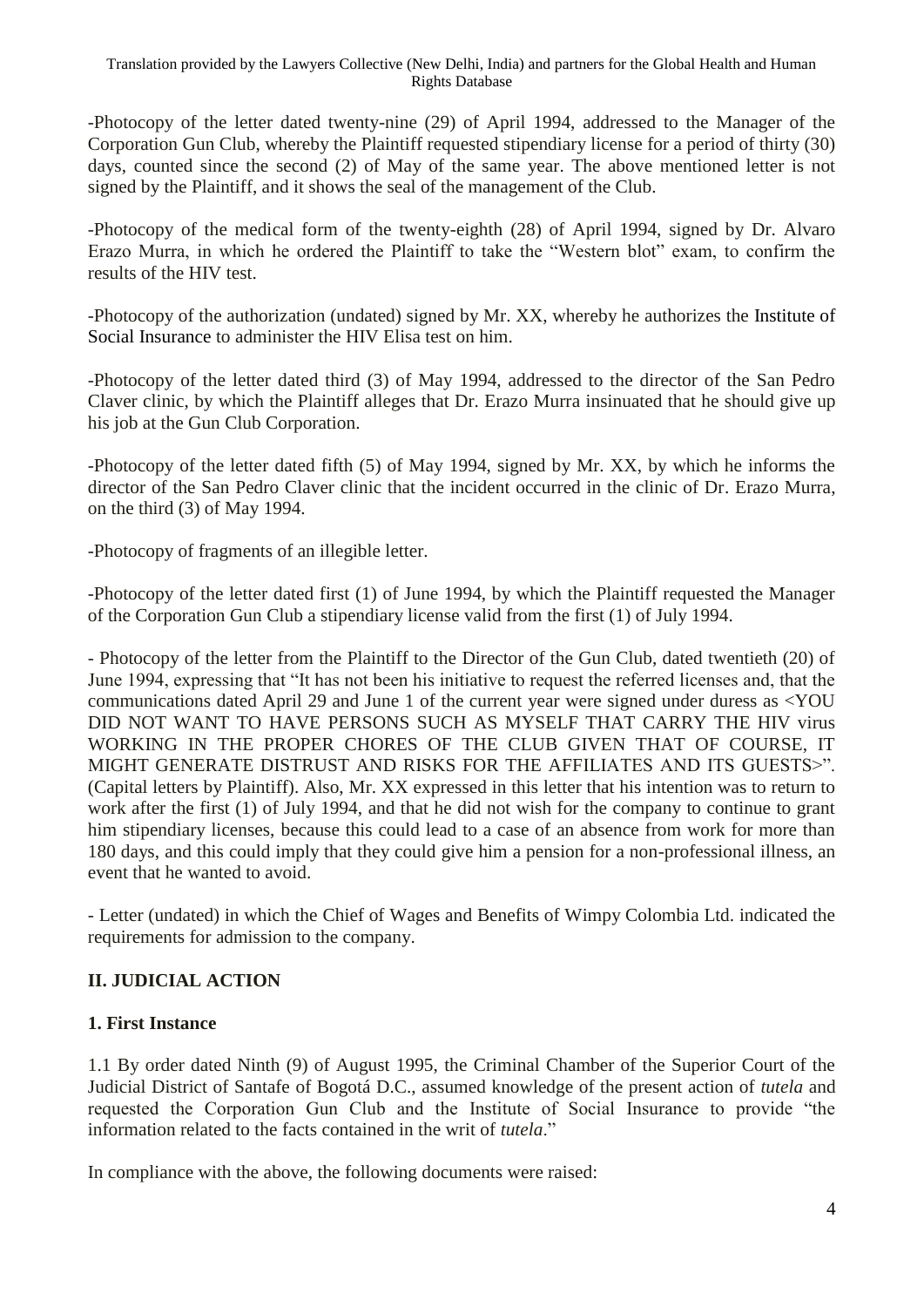-Photocopy of the letter dated twenty-nine (29) of April 1994, addressed to the Manager of the Corporation Gun Club, whereby the Plaintiff requested stipendiary license for a period of thirty (30) days, counted since the second (2) of May of the same year. The above mentioned letter is not signed by the Plaintiff, and it shows the seal of the management of the Club.

-Photocopy of the medical form of the twenty-eighth (28) of April 1994, signed by Dr. Alvaro Erazo Murra, in which he ordered the Plaintiff to take the "Western blot" exam, to confirm the results of the HIV test.

-Photocopy of the authorization (undated) signed by Mr. XX, whereby he authorizes the Institute of Social Insurance to administer the HIV Elisa test on him.

-Photocopy of the letter dated third (3) of May 1994, addressed to the director of the San Pedro Claver clinic, by which the Plaintiff alleges that Dr. Erazo Murra insinuated that he should give up his job at the Gun Club Corporation.

-Photocopy of the letter dated fifth (5) of May 1994, signed by Mr. XX, by which he informs the director of the San Pedro Claver clinic that the incident occurred in the clinic of Dr. Erazo Murra, on the third (3) of May 1994.

-Photocopy of fragments of an illegible letter.

-Photocopy of the letter dated first (1) of June 1994, by which the Plaintiff requested the Manager of the Corporation Gun Club a stipendiary license valid from the first (1) of July 1994.

- Photocopy of the letter from the Plaintiff to the Director of the Gun Club, dated twentieth (20) of June 1994, expressing that "It has not been his initiative to request the referred licenses and, that the communications dated April 29 and June 1 of the current year were signed under duress as <YOU DID NOT WANT TO HAVE PERSONS SUCH AS MYSELF THAT CARRY THE HIV virus WORKING IN THE PROPER CHORES OF THE CLUB GIVEN THAT OF COURSE, IT MIGHT GENERATE DISTRUST AND RISKS FOR THE AFFILIATES AND ITS GUESTS>". (Capital letters by Plaintiff). Also, Mr. XX expressed in this letter that his intention was to return to work after the first (1) of July 1994, and that he did not wish for the company to continue to grant him stipendiary licenses, because this could lead to a case of an absence from work for more than 180 days, and this could imply that they could give him a pension for a non-professional illness, an event that he wanted to avoid.

- Letter (undated) in which the Chief of Wages and Benefits of Wimpy Colombia Ltd. indicated the requirements for admission to the company.

## II. JUDICIAL ACTION

### 1. First Instance

1.1 By order dated Ninth (9) of August 1995, the Criminal Chamber of the Superior Court of the Judicial District of Santafe of Bogotá D.C., assumed knowledge of the present action of *tutela* and requested the Corporation Gun Club and the Institute of Social Insurance to provide "the information related to the facts contained in the writ of *tutela*."

In compliance with the above, the following documents were raised: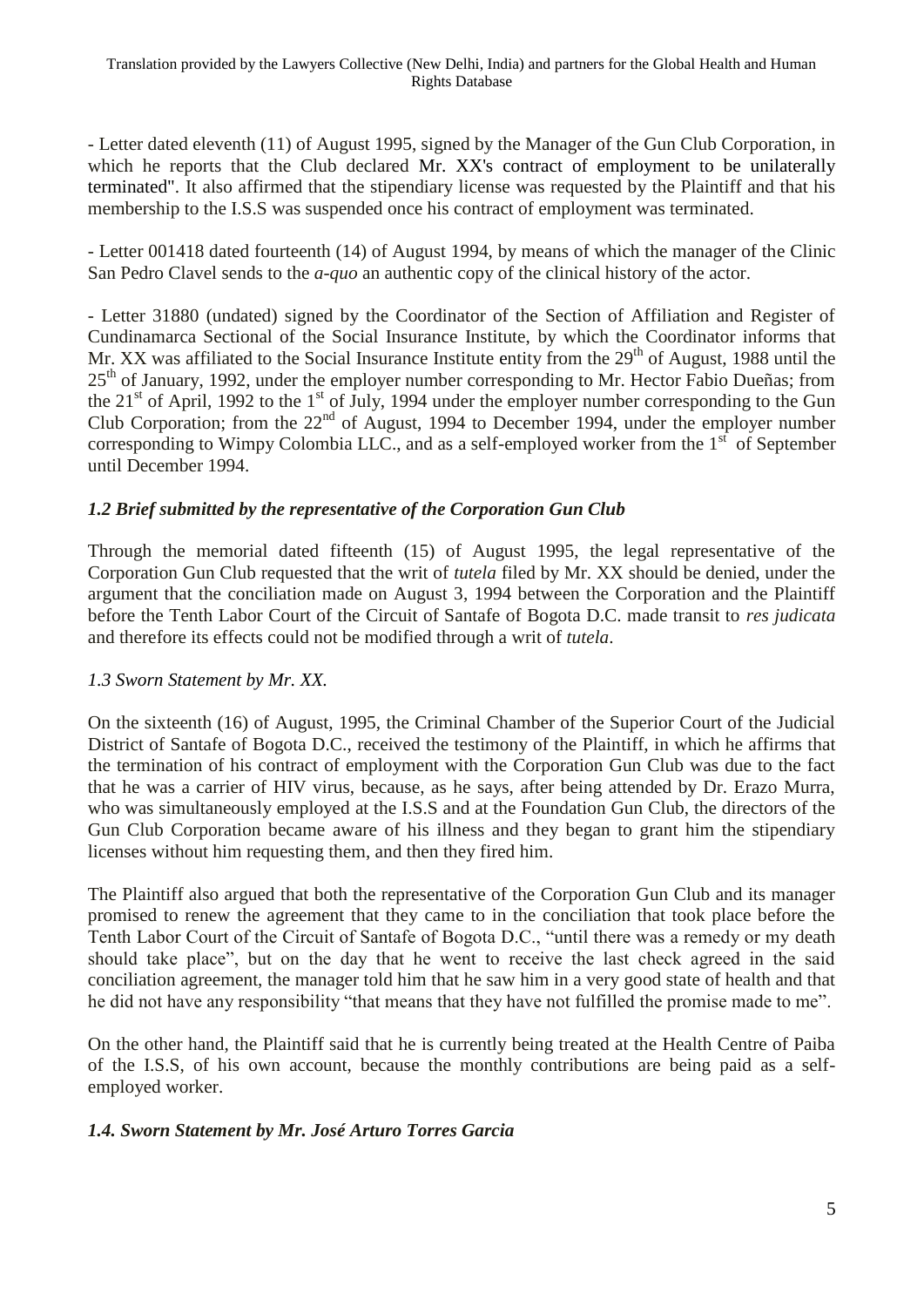- Letter dated eleventh (11) of August 1995, signed by the Manager of the Gun Club Corporation, in which he reports that the Club declared Mr. XX's contract of employment to be unilaterally terminated". It also affirmed that the stipendiary license was requested by the Plaintiff and that his membership to the I.S.S was suspended once his contract of employment was terminated.

- Letter 001418 dated fourteenth (14) of August 1994, by means of which the manager of the Clinic San Pedro Clavel sends to the *a-quo* an authentic copy of the clinical history of the actor.

- Letter 31880 (undated) signed by the Coordinator of the Section of Affiliation and Register of Cundinamarca Sectional of the Social Insurance Institute, by which the Coordinator informs that Mr. XX was affiliated to the Social Insurance Institute entity from the 29th of August, 1988 until the 25th of January, 1992, under the employer number corresponding to Mr. Hector Fabio Dueñas; from the 21st of April, 1992 to the 1st of July, 1994 under the employer number corresponding to the Gun Club Corporation; from the 22nd of August, 1994 to December 1994, under the employer number corresponding to Wimpy Colombia LLC., and as a self-employed worker from the 1st of September until December 1994.

### *1.2 Brief submitted by the representative of the Corporation Gun Club*

Through the memorial dated fifteenth (15) of August 1995, the legal representative of the Corporation Gun Club requested that the writ of *tutela* filed by Mr. XX should be denied, under the argument that the conciliation made on August 3, 1994 between the Corporation and the Plaintiff before the Tenth Labor Court of the Circuit of Santafe of Bogota D.C. made transit to *res judicata* and therefore its effects could not be modified through a writ of *tutela*.

### *1.3 Sworn Statement by Mr. XX.*

On the sixteenth (16) of August, 1995, the Criminal Chamber of the Superior Court of the Judicial District of Santafe of Bogota D.C., received the testimony of the Plaintiff, in which he affirms that the termination of his contract of employment with the Corporation Gun Club was due to the fact that he was a carrier of HIV virus, because, as he says, after being attended by Dr. Erazo Murra, who was simultaneously employed at the I.S.S and at the Foundation Gun Club, the directors of the Gun Club Corporation became aware of his illness and they began to grant him the stipendiary licenses without him requesting them, and then they fired him.

The Plaintiff also argued that both the representative of the Corporation Gun Club and its manager promised to renew the agreement that they came to in the conciliation that took place before the Tenth Labor Court of the Circuit of Santafe of Bogota D.C., "until there was a remedy or my death should take place", but on the day that he went to receive the last check agreed in the said conciliation agreement, the manager told him that he saw him in a very good state of health and that he did not have any responsibility "that means that they have not fulfilled the promise made to me".

On the other hand, the Plaintiff said that he is currently being treated at the Health Centre of Paiba of the I.S.S, of his own account, because the monthly contributions are being paid as a self-employed worker.

### *1.4. Sworn Statement by Mr. José Arturo Torres Garcia*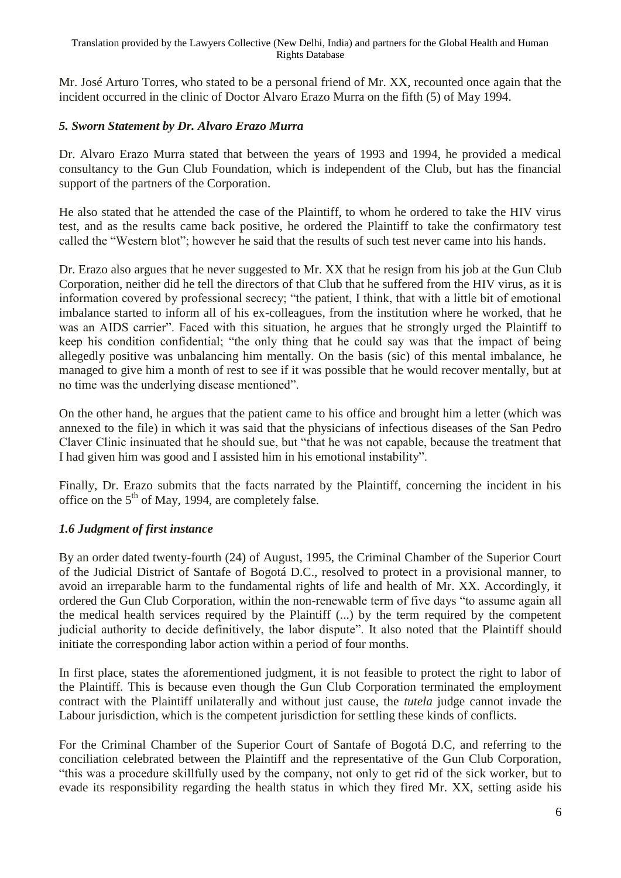Mr. José Arturo Torres, who stated to be a personal friend of Mr. XX, recounted once again that the incident occurred in the clinic of Doctor Alvaro Erazo Murra on the fifth (5) of May 1994.

### *5. Sworn Statement by Dr. Alvaro Erazo Murra*

Dr. Alvaro Erazo Murra stated that between the years of 1993 and 1994, he provided a medical consultancy to the Gun Club Foundation, which is independent of the Club, but has the financial support of the partners of the Corporation.

He also stated that he attended the case of the Plaintiff, to whom he ordered to take the HIV virus test, and as the results came back positive, he ordered the Plaintiff to take the confirmatory test called the "Western blot"; however he said that the results of such test never came into his hands.

Dr. Erazo also argues that he never suggested to Mr. XX that he resign from his job at the Gun Club Corporation, neither did he tell the directors of that Club that he suffered from the HIV virus, as it is information covered by professional secrecy; "the patient, I think, that with a little bit of emotional imbalance started to inform all of his ex-colleagues, from the institution where he worked, that he was an AIDS carrier". Faced with this situation, he argues that he strongly urged the Plaintiff to keep his condition confidential; "the only thing that he could say was that the impact of being allegedly positive was unbalancing him mentally. On the basis (sic) of this mental imbalance, he managed to give him a month of rest to see if it was possible that he would recover mentally, but at no time was the underlying disease mentioned".

On the other hand, he argues that the patient came to his office and brought him a letter (which was annexed to the file) in which it was said that the physicians of infectious diseases of the San Pedro Claver Clinic insinuated that he should sue, but "that he was not capable, because the treatment that I had given him was good and I assisted him in his emotional instability".

Finally, Dr. Erazo submits that the facts narrated by the Plaintiff, concerning the incident in his office on the 5th of May, 1994, are completely false.

### *1.6 Judgment of first instance*

By an order dated twenty-fourth (24) of August, 1995, the Criminal Chamber of the Superior Court of the Judicial District of Santafe of Bogotá D.C., resolved to protect in a provisional manner, to avoid an irreparable harm to the fundamental rights of life and health of Mr. XX. Accordingly, it ordered the Gun Club Corporation, within the non-renewable term of five days "to assume again all the medical health services required by the Plaintiff (...) by the term required by the competent judicial authority to decide definitively, the labor dispute". It also noted that the Plaintiff should initiate the corresponding labor action within a period of four months.

In first place, states the aforementioned judgment, it is not feasible to protect the right to labor of the Plaintiff. This is because even though the Gun Club Corporation terminated the employment contract with the Plaintiff unilaterally and without just cause, the *tutela* judge cannot invade the Labour jurisdiction, which is the competent jurisdiction for settling these kinds of conflicts.

For the Criminal Chamber of the Superior Court of Santafe of Bogotá D.C, and referring to the conciliation celebrated between the Plaintiff and the representative of the Gun Club Corporation, "this was a procedure skillfully used by the company, not only to get rid of the sick worker, but to evade its responsibility regarding the health status in which they fired Mr. XX, setting aside his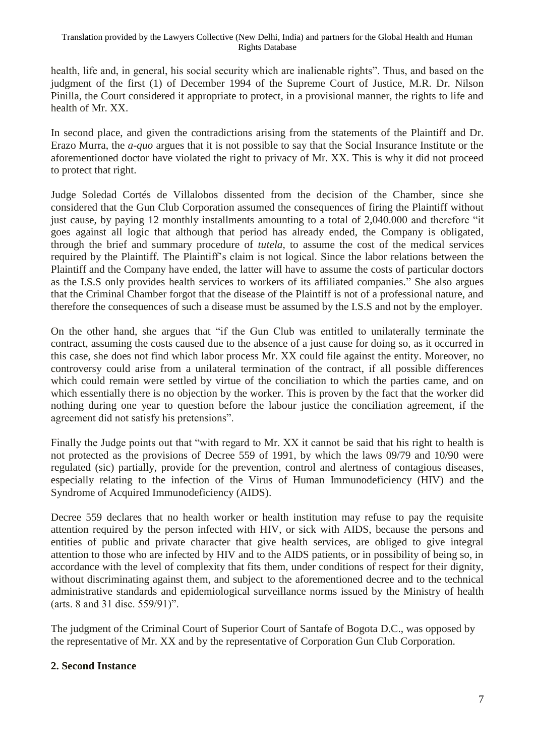health, life and, in general, his social security which are inalienable rights". Thus, and based on the judgment of the first (1) of December 1994 of the Supreme Court of Justice, M.R. Dr. Nilson Pinilla, the Court considered it appropriate to protect, in a provisional manner, the rights to life and health of Mr. XX.

In second place, and given the contradictions arising from the statements of the Plaintiff and Dr. Erazo Murra, the *a-quo* argues that it is not possible to say that the Social Insurance Institute or the aforementioned doctor have violated the right to privacy of Mr. XX. This is why it did not proceed to protect that right.

Judge Soledad Cortés de Villalobos dissented from the decision of the Chamber, since she considered that the Gun Club Corporation assumed the consequences of firing the Plaintiff without just cause, by paying 12 monthly installments amounting to a total of 2,040.000 and therefore "it goes against all logic that although that period has already ended, the Company is obligated, through the brief and summary procedure of *tutela*, to assume the cost of the medical services required by the Plaintiff. The Plaintiff's claim is not logical. Since the labor relations between the Plaintiff and the Company have ended, the latter will have to assume the costs of particular doctors as the I.S.S only provides health services to workers of its affiliated companies." She also argues that the Criminal Chamber forgot that the disease of the Plaintiff is not of a professional nature, and therefore the consequences of such a disease must be assumed by the I.S.S and not by the employer.

On the other hand, she argues that "if the Gun Club was entitled to unilaterally terminate the contract, assuming the costs caused due to the absence of a just cause for doing so, as it occurred in this case, she does not find which labor process Mr. XX could file against the entity. Moreover, no controversy could arise from a unilateral termination of the contract, if all possible differences which could remain were settled by virtue of the conciliation to which the parties came, and on which essentially there is no objection by the worker. This is proven by the fact that the worker did nothing during one year to question before the labour justice the conciliation agreement, if the agreement did not satisfy his pretensions".

Finally the Judge points out that "with regard to Mr. XX it cannot be said that his right to health is not protected as the provisions of Decree 559 of 1991, by which the laws 09/79 and 10/90 were regulated (sic) partially, provide for the prevention, control and alertness of contagious diseases, especially relating to the infection of the Virus of Human Immunodeficiency (HIV) and the Syndrome of Acquired Immunodeficiency (AIDS).

Decree 559 declares that no health worker or health institution may refuse to pay the requisite attention required by the person infected with HIV, or sick with AIDS, because the persons and entities of public and private character that give health services, are obliged to give integral attention to those who are infected by HIV and to the AIDS patients, or in possibility of being so, in accordance with the level of complexity that fits them, under conditions of respect for their dignity, without discriminating against them, and subject to the aforementioned decree and to the technical administrative standards and epidemiological surveillance norms issued by the Ministry of health (arts. 8 and 31 disc. 559/91)".

The judgment of the Criminal Court of Superior Court of Santafe of Bogota D.C., was opposed by the representative of Mr. XX and by the representative of Corporation Gun Club Corporation.

## 2. Second Instance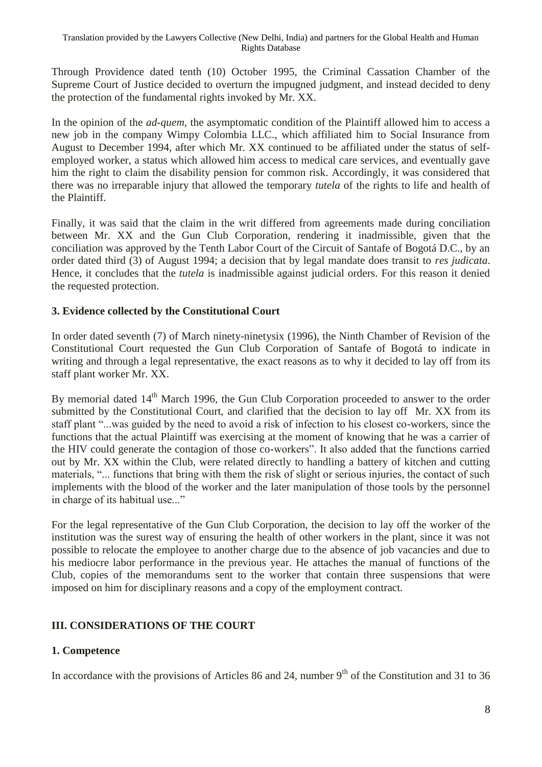Through Providence dated tenth (10) October 1995, the Criminal Cassation Chamber of the Supreme Court of Justice decided to overturn the impugned judgment, and instead decided to deny the protection of the fundamental rights invoked by Mr. XX.

In the opinion of the *ad-quem*, the asymptomatic condition of the Plaintiff allowed him to access a new job in the company Wimpy Colombia LLC., which affiliated him to Social Insurance from August to December 1994, after which Mr. XX continued to be affiliated under the status of self-employed worker, a status which allowed him access to medical care services, and eventually gave him the right to claim the disability pension for common risk. Accordingly, it was considered that there was no irreparable injury that allowed the temporary *tutela* of the rights to life and health of the Plaintiff.

Finally, it was said that the claim in the writ differed from agreements made during conciliation between Mr. XX and the Gun Club Corporation, rendering it inadmissible, given that the conciliation was approved by the Tenth Labor Court of the Circuit of Santafe of Bogotá D.C., by an order dated third (3) of August 1994; a decision that by legal mandate does transit to *res judicata*. Hence, it concludes that the *tutela* is inadmissible against judicial orders. For this reason it denied the requested protection.

### 3. Evidence collected by the Constitutional Court

In order dated seventh (7) of March ninety-ninetysix (1996), the Ninth Chamber of Revision of the Constitutional Court requested the Gun Club Corporation of Santafe of Bogotá to indicate in writing and through a legal representative, the exact reasons as to why it decided to lay off from its staff plant worker Mr. XX.

By memorial dated 14th March 1996, the Gun Club Corporation proceeded to answer to the order submitted by the Constitutional Court, and clarified that the decision to lay off Mr. XX from its staff plant "...was guided by the need to avoid a risk of infection to his closest co-workers, since the functions that the actual Plaintiff was exercising at the moment of knowing that he was a carrier of the HIV could generate the contagion of those co-workers". It also added that the functions carried out by Mr. XX within the Club, were related directly to handling a battery of kitchen and cutting materials, "... functions that bring with them the risk of slight or serious injuries, the contact of such implements with the blood of the worker and the later manipulation of those tools by the personnel in charge of its habitual use..."

For the legal representative of the Gun Club Corporation, the decision to lay off the worker of the institution was the surest way of ensuring the health of other workers in the plant, since it was not possible to relocate the employee to another charge due to the absence of job vacancies and due to his mediocre labor performance in the previous year. He attaches the manual of functions of the Club, copies of the memorandums sent to the worker that contain three suspensions that were imposed on him for disciplinary reasons and a copy of the employment contract.

## III. CONSIDERATIONS OF THE COURT

### 1. Competence

In accordance with the provisions of Articles 86 and 24, number 9th of the Constitution and 31 to 36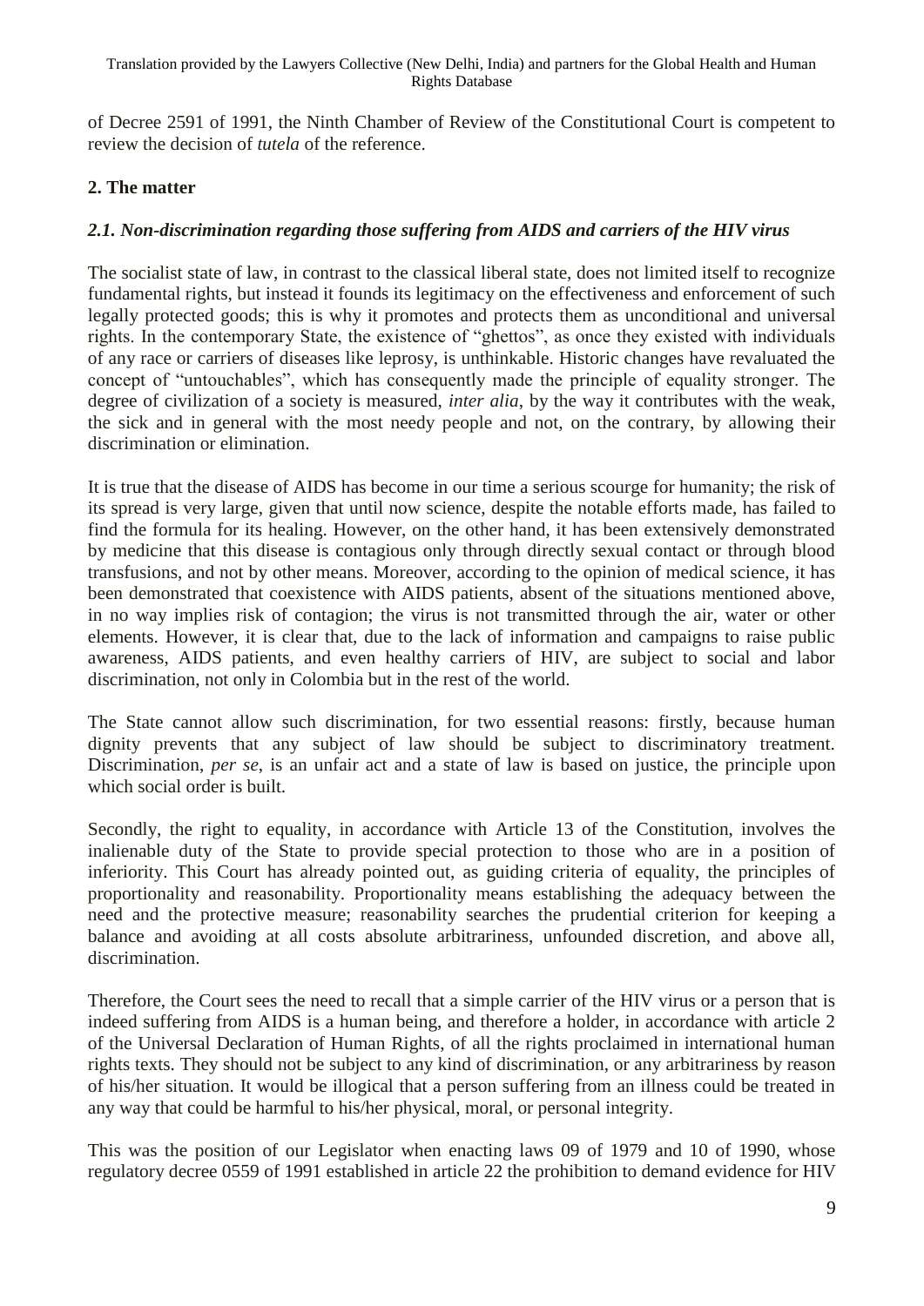of Decree 2591 of 1991, the Ninth Chamber of Review of the Constitutional Court is competent to review the decision of *tutela* of the reference.

## 2. The matter

### *2.1. Non-discrimination regarding those suffering from AIDS and carriers of the HIV virus*

The socialist state of law, in contrast to the classical liberal state, does not limited itself to recognize fundamental rights, but instead it founds its legitimacy on the effectiveness and enforcement of such legally protected goods; this is why it promotes and protects them as unconditional and universal rights. In the contemporary State, the existence of "ghettos", as once they existed with individuals of any race or carriers of diseases like leprosy, is unthinkable. Historic changes have revaluated the concept of "untouchables", which has consequently made the principle of equality stronger. The degree of civilization of a society is measured, *inter alia*, by the way it contributes with the weak, the sick and in general with the most needy people and not, on the contrary, by allowing their discrimination or elimination.

It is true that the disease of AIDS has become in our time a serious scourge for humanity; the risk of its spread is very large, given that until now science, despite the notable efforts made, has failed to find the formula for its healing. However, on the other hand, it has been extensively demonstrated by medicine that this disease is contagious only through directly sexual contact or through blood transfusions, and not by other means. Moreover, according to the opinion of medical science, it has been demonstrated that coexistence with AIDS patients, absent of the situations mentioned above, in no way implies risk of contagion; the virus is not transmitted through the air, water or other elements. However, it is clear that, due to the lack of information and campaigns to raise public awareness, AIDS patients, and even healthy carriers of HIV, are subject to social and labor discrimination, not only in Colombia but in the rest of the world.

The State cannot allow such discrimination, for two essential reasons: firstly, because human dignity prevents that any subject of law should be subject to discriminatory treatment. Discrimination, *per se*, is an unfair act and a state of law is based on justice, the principle upon which social order is built.

Secondly, the right to equality, in accordance with Article 13 of the Constitution, involves the inalienable duty of the State to provide special protection to those who are in a position of inferiority. This Court has already pointed out, as guiding criteria of equality, the principles of proportionality and reasonability. Proportionality means establishing the adequacy between the need and the protective measure; reasonability searches the prudential criterion for keeping a balance and avoiding at all costs absolute arbitrariness, unfounded discretion, and above all, discrimination.

Therefore, the Court sees the need to recall that a simple carrier of the HIV virus or a person that is indeed suffering from AIDS is a human being, and therefore a holder, in accordance with article 2 of the Universal Declaration of Human Rights, of all the rights proclaimed in international human rights texts. They should not be subject to any kind of discrimination, or any arbitrariness by reason of his/her situation. It would be illogical that a person suffering from an illness could be treated in any way that could be harmful to his/her physical, moral, or personal integrity.

This was the position of our Legislator when enacting laws 09 of 1979 and 10 of 1990, whose regulatory decree 0559 of 1991 established in article 22 the prohibition to demand evidence for HIV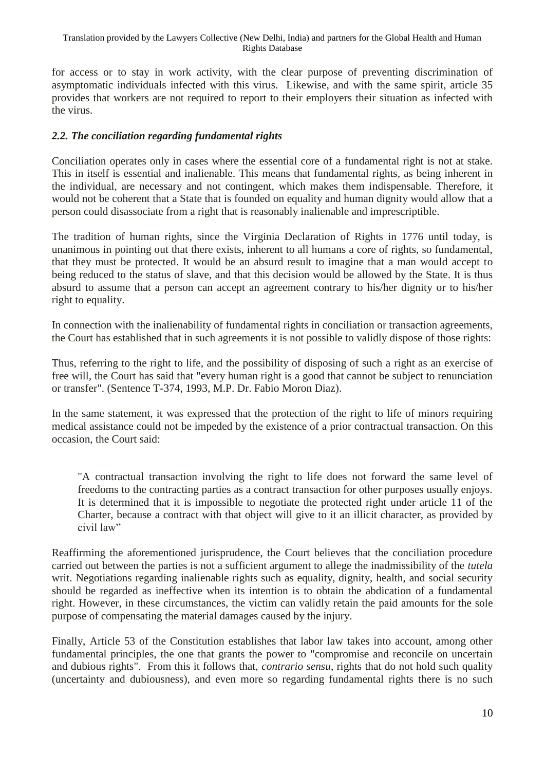for access or to stay in work activity, with the clear purpose of preventing discrimination of asymptomatic individuals infected with this virus. Likewise, and with the same spirit, article 35 provides that workers are not required to report to their employers their situation as infected with the virus.

### *2.2. The conciliation regarding fundamental rights*

Conciliation operates only in cases where the essential core of a fundamental right is not at stake. This in itself is essential and inalienable. This means that fundamental rights, as being inherent in the individual, are necessary and not contingent, which makes them indispensable. Therefore, it would not be coherent that a State that is founded on equality and human dignity would allow that a person could disassociate from a right that is reasonably inalienable and imprescriptible.

The tradition of human rights, since the Virginia Declaration of Rights in 1776 until today, is unanimous in pointing out that there exists, inherent to all humans a core of rights, so fundamental, that they must be protected. It would be an absurd result to imagine that a man would accept to being reduced to the status of slave, and that this decision would be allowed by the State. It is thus absurd to assume that a person can accept an agreement contrary to his/her dignity or to his/her right to equality.

In connection with the inalienability of fundamental rights in conciliation or transaction agreements, the Court has established that in such agreements it is not possible to validly dispose of those rights:

Thus, referring to the right to life, and the possibility of disposing of such a right as an exercise of free will, the Court has said that "every human right is a good that cannot be subject to renunciation or transfer". (Sentence T-374, 1993, M.P. Dr. Fabio Moron Diaz).

In the same statement, it was expressed that the protection of the right to life of minors requiring medical assistance could not be impeded by the existence of a prior contractual transaction. On this occasion, the Court said:

> "A contractual transaction involving the right to life does not forward the same level of freedoms to the contracting parties as a contract transaction for other purposes usually enjoys. It is determined that it is impossible to negotiate the protected right under article 11 of the Charter, because a contract with that object will give to it an illicit character, as provided by civil law"

Reaffirming the aforementioned jurisprudence, the Court believes that the conciliation procedure carried out between the parties is not a sufficient argument to allege the inadmissibility of the *tutela* writ. Negotiations regarding inalienable rights such as equality, dignity, health, and social security should be regarded as ineffective when its intention is to obtain the abdication of a fundamental right. However, in these circumstances, the victim can validly retain the paid amounts for the sole purpose of compensating the material damages caused by the injury.

Finally, Article 53 of the Constitution establishes that labor law takes into account, among other fundamental principles, the one that grants the power to "compromise and reconcile on uncertain and dubious rights". From this it follows that, *contrario sensu*, rights that do not hold such quality (uncertainty and dubiousness), and even more so regarding fundamental rights there is no such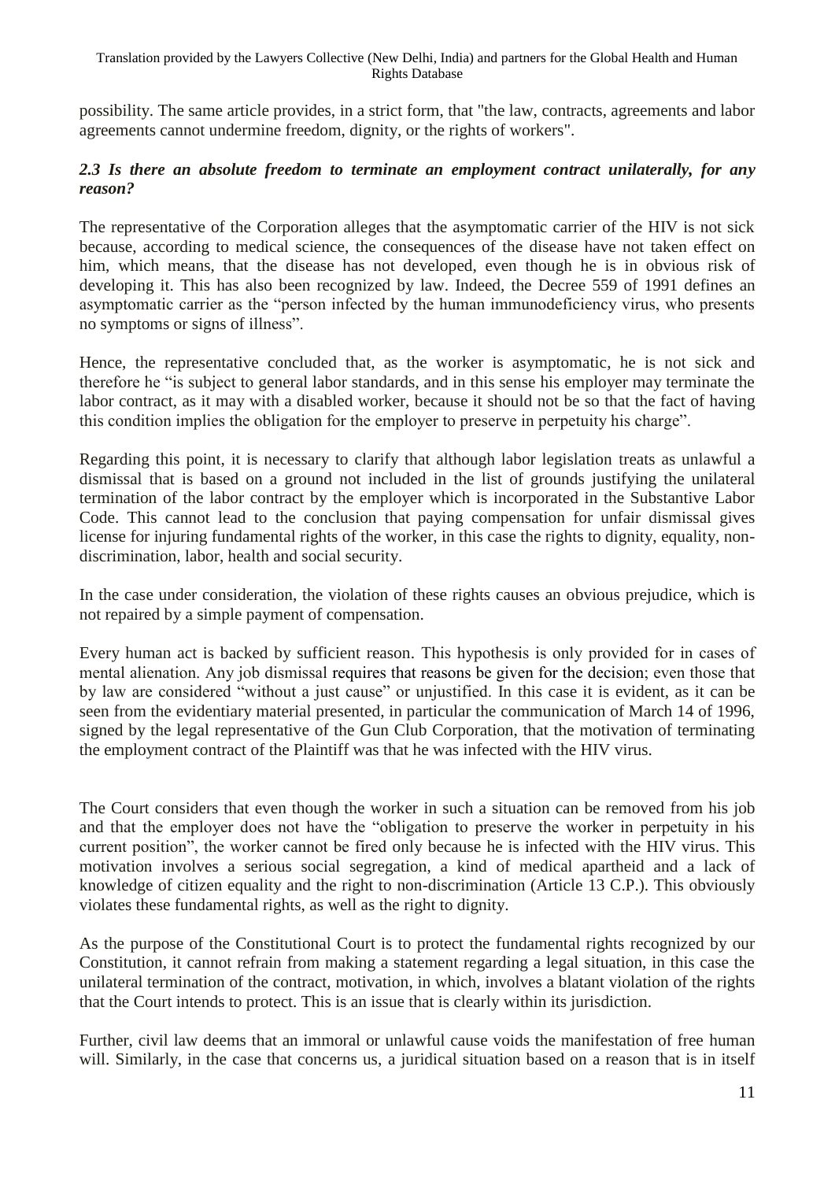possibility. The same article provides, in a strict form, that "the law, contracts, agreements and labor agreements cannot undermine freedom, dignity, or the rights of workers".

### *2.3 Is there an absolute freedom to terminate an employment contract unilaterally, for any reason?*

The representative of the Corporation alleges that the asymptomatic carrier of the HIV is not sick because, according to medical science, the consequences of the disease have not taken effect on him, which means, that the disease has not developed, even though he is in obvious risk of developing it. This has also been recognized by law. Indeed, the Decree 559 of 1991 defines an asymptomatic carrier as the "person infected by the human immunodeficiency virus, who presents no symptoms or signs of illness".

Hence, the representative concluded that, as the worker is asymptomatic, he is not sick and therefore he "is subject to general labor standards, and in this sense his employer may terminate the labor contract, as it may with a disabled worker, because it should not be so that the fact of having this condition implies the obligation for the employer to preserve in perpetuity his charge".

Regarding this point, it is necessary to clarify that although labor legislation treats as unlawful a dismissal that is based on a ground not included in the list of grounds justifying the unilateral termination of the labor contract by the employer which is incorporated in the Substantive Labor Code. This cannot lead to the conclusion that paying compensation for unfair dismissal gives license for injuring fundamental rights of the worker, in this case the rights to dignity, equality, non-discrimination, labor, health and social security.

In the case under consideration, the violation of these rights causes an obvious prejudice, which is not repaired by a simple payment of compensation.

Every human act is backed by sufficient reason. This hypothesis is only provided for in cases of mental alienation. Any job dismissal requires that reasons be given for the decision; even those that by law are considered "without a just cause" or unjustified. In this case it is evident, as it can be seen from the evidentiary material presented, in particular the communication of March 14 of 1996, signed by the legal representative of the Gun Club Corporation, that the motivation of terminating the employment contract of the Plaintiff was that he was infected with the HIV virus.

The Court considers that even though the worker in such a situation can be removed from his job and that the employer does not have the "obligation to preserve the worker in perpetuity in his current position", the worker cannot be fired only because he is infected with the HIV virus. This motivation involves a serious social segregation, a kind of medical apartheid and a lack of knowledge of citizen equality and the right to non-discrimination (Article 13 C.P.). This obviously violates these fundamental rights, as well as the right to dignity.

As the purpose of the Constitutional Court is to protect the fundamental rights recognized by our Constitution, it cannot refrain from making a statement regarding a legal situation, in this case the unilateral termination of the contract, motivation, in which, involves a blatant violation of the rights that the Court intends to protect. This is an issue that is clearly within its jurisdiction.

Further, civil law deems that an immoral or unlawful cause voids the manifestation of free human will. Similarly, in the case that concerns us, a juridical situation based on a reason that is in itself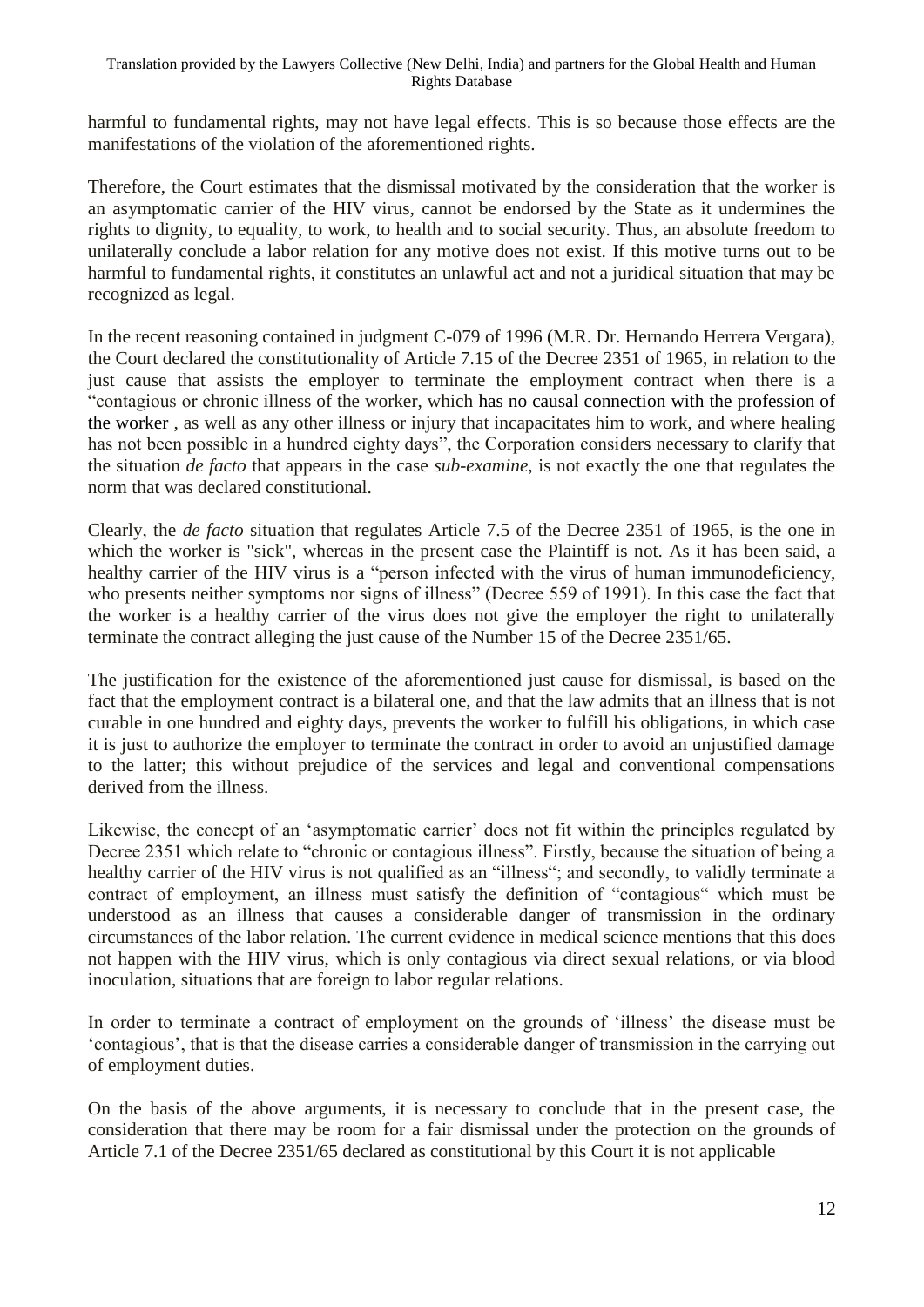harmful to fundamental rights, may not have legal effects. This is so because those effects are the manifestations of the violation of the aforementioned rights.

Therefore, the Court estimates that the dismissal motivated by the consideration that the worker is an asymptomatic carrier of the HIV virus, cannot be endorsed by the State as it undermines the rights to dignity, to equality, to work, to health and to social security. Thus, an absolute freedom to unilaterally conclude a labor relation for any motive does not exist. If this motive turns out to be harmful to fundamental rights, it constitutes an unlawful act and not a juridical situation that may be recognized as legal.

In the recent reasoning contained in judgment C-079 of 1996 (M.R. Dr. Hernando Herrera Vergara), the Court declared the constitutionality of Article 7.15 of the Decree 2351 of 1965, in relation to the just cause that assists the employer to terminate the employment contract when there is a "contagious or chronic illness of the worker, which has no causal connection with the profession of the worker , as well as any other illness or injury that incapacitates him to work, and where healing has not been possible in a hundred eighty days", the Corporation considers necessary to clarify that the situation *de facto* that appears in the case *sub-examine*, is not exactly the one that regulates the norm that was declared constitutional.

Clearly, the *de facto* situation that regulates Article 7.5 of the Decree 2351 of 1965, is the one in which the worker is "sick", whereas in the present case the Plaintiff is not. As it has been said, a healthy carrier of the HIV virus is a "person infected with the virus of human immunodeficiency, who presents neither symptoms nor signs of illness" (Decree 559 of 1991). In this case the fact that the worker is a healthy carrier of the virus does not give the employer the right to unilaterally terminate the contract alleging the just cause of the Number 15 of the Decree 2351/65.

The justification for the existence of the aforementioned just cause for dismissal, is based on the fact that the employment contract is a bilateral one, and that the law admits that an illness that is not curable in one hundred and eighty days, prevents the worker to fulfill his obligations, in which case it is just to authorize the employer to terminate the contract in order to avoid an unjustified damage to the latter; this without prejudice of the services and legal and conventional compensations derived from the illness.

Likewise, the concept of an 'asymptomatic carrier' does not fit within the principles regulated by Decree 2351 which relate to "chronic or contagious illness". Firstly, because the situation of being a healthy carrier of the HIV virus is not qualified as an "illness"; and secondly, to validly terminate a contract of employment, an illness must satisfy the definition of "contagious" which must be understood as an illness that causes a considerable danger of transmission in the ordinary circumstances of the labor relation. The current evidence in medical science mentions that this does not happen with the HIV virus, which is only contagious via direct sexual relations, or via blood inoculation, situations that are foreign to labor regular relations.

In order to terminate a contract of employment on the grounds of 'illness' the disease must be 'contagious', that is that the disease carries a considerable danger of transmission in the carrying out of employment duties.

On the basis of the above arguments, it is necessary to conclude that in the present case, the consideration that there may be room for a fair dismissal under the protection on the grounds of Article 7.1 of the Decree 2351/65 declared as constitutional by this Court it is not applicable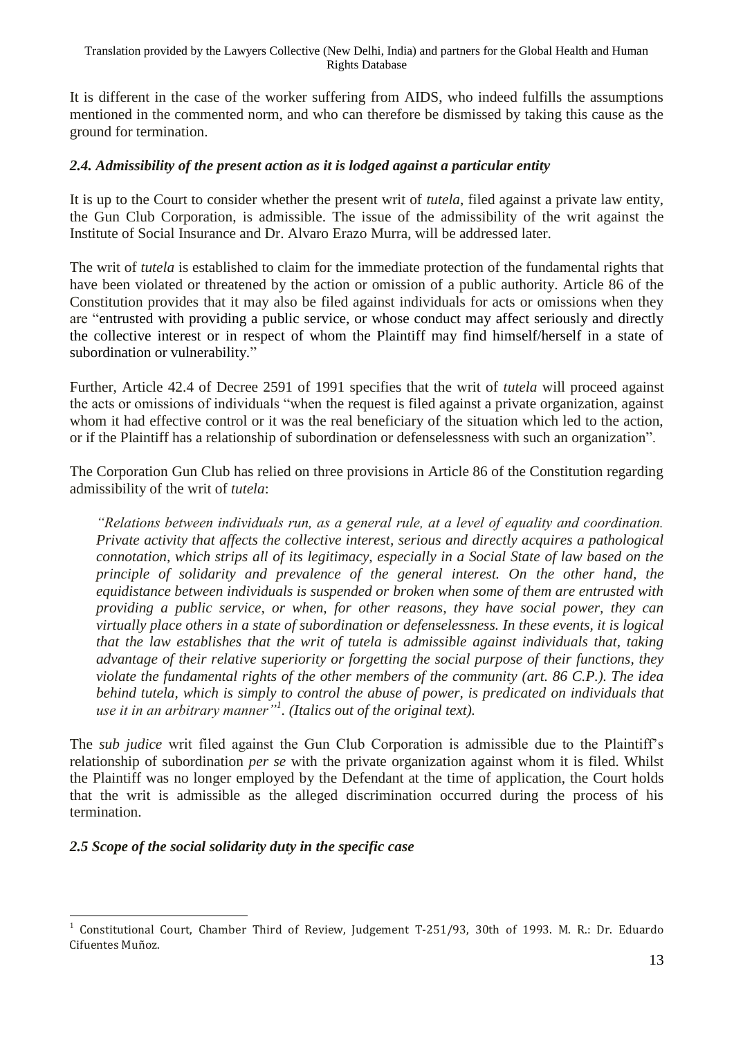It is different in the case of the worker suffering from AIDS, who indeed fulfills the assumptions mentioned in the commented norm, and who can therefore be dismissed by taking this cause as the ground for termination.

### *2.4. Admissibility of the present action as it is lodged against a particular entity*

It is up to the Court to consider whether the present writ of *tutela*, filed against a private law entity, the Gun Club Corporation, is admissible. The issue of the admissibility of the writ against the Institute of Social Insurance and Dr. Alvaro Erazo Murra, will be addressed later.

The writ of *tutela* is established to claim for the immediate protection of the fundamental rights that have been violated or threatened by the action or omission of a public authority. Article 86 of the Constitution provides that it may also be filed against individuals for acts or omissions when they are "entrusted with providing a public service, or whose conduct may affect seriously and directly the collective interest or in respect of whom the Plaintiff may find himself/herself in a state of subordination or vulnerability."

Further, Article 42.4 of Decree 2591 of 1991 specifies that the writ of *tutela* will proceed against the acts or omissions of individuals "when the request is filed against a private organization, against whom it had effective control or it was the real beneficiary of the situation which led to the action, or if the Plaintiff has a relationship of subordination or defenselessness with such an organization".

The Corporation Gun Club has relied on three provisions in Article 86 of the Constitution regarding admissibility of the writ of *tutela*:

> *"Relations between individuals run, as a general rule, at a level of equality and coordination. Private activity that affects the collective interest, serious and directly acquires a pathological connotation, which strips all of its legitimacy, especially in a Social State of law based on the principle of solidarity and prevalence of the general interest. On the other hand, the equidistance between individuals is suspended or broken when some of them are entrusted with providing a public service, or when, for other reasons, they have social power, they can virtually place others in a state of subordination or defenselessness. In these events, it is logical that the law establishes that the writ of tutela is admissible against individuals that, taking advantage of their relative superiority or forgetting the social purpose of their functions, they violate the fundamental rights of the other members of the community (art. 86 C.P.). The idea behind tutela, which is simply to control the abuse of power, is predicated on individuals that use it in an arbitrary manner"*[1]. *(Italics out of the original text).*

The *sub judice* writ filed against the Gun Club Corporation is admissible due to the Plaintiff's relationship of subordination *per se* with the private organization against whom it is filed. Whilst the Plaintiff was no longer employed by the Defendant at the time of application, the Court holds that the writ is admissible as the alleged discrimination occurred during the process of his termination.

### *2.5 Scope of the social solidarity duty in the specific case*

---

[1] Constitutional Court, Chamber Third of Review, Judgement T-251/93, 30th of 1993. M. R.: Dr. Eduardo Cifuentes Muñoz.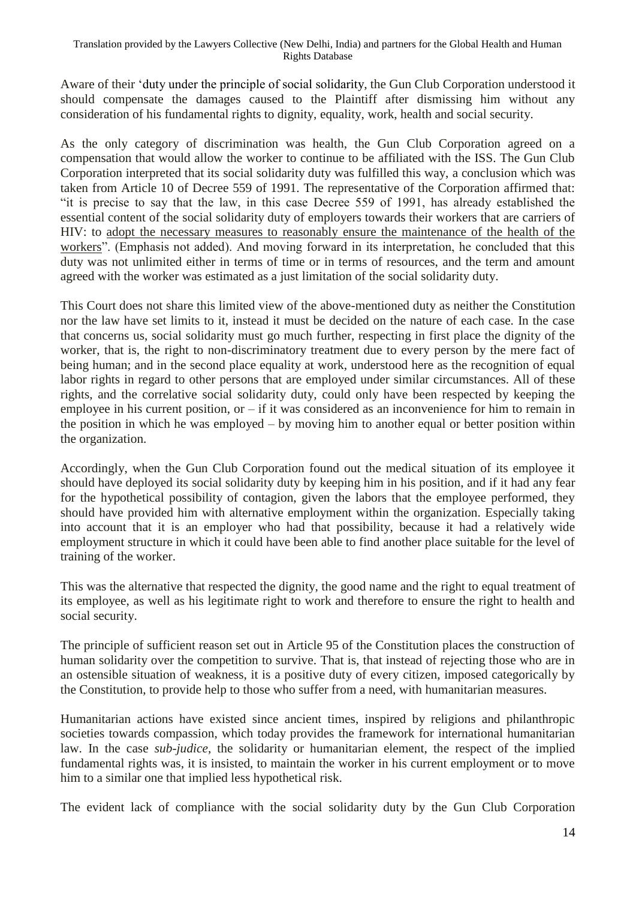Aware of their 'duty under the principle of social solidarity, the Gun Club Corporation understood it should compensate the damages caused to the Plaintiff after dismissing him without any consideration of his fundamental rights to dignity, equality, work, health and social security.

As the only category of discrimination was health, the Gun Club Corporation agreed on a compensation that would allow the worker to continue to be affiliated with the ISS. The Gun Club Corporation interpreted that its social solidarity duty was fulfilled this way, a conclusion which was taken from Article 10 of Decree 559 of 1991. The representative of the Corporation affirmed that: "it is precise to say that the law, in this case Decree 559 of 1991, has already established the essential content of the social solidarity duty of employers towards their workers that are carriers of HIV: to <u>adopt the necessary measures to reasonably ensure the maintenance of the health of the workers</u>". (Emphasis not added). And moving forward in its interpretation, he concluded that this duty was not unlimited either in terms of time or in terms of resources, and the term and amount agreed with the worker was estimated as a just limitation of the social solidarity duty.

This Court does not share this limited view of the above-mentioned duty as neither the Constitution nor the law have set limits to it, instead it must be decided on the nature of each case. In the case that concerns us, social solidarity must go much further, respecting in first place the dignity of the worker, that is, the right to non-discriminatory treatment due to every person by the mere fact of being human; and in the second place equality at work, understood here as the recognition of equal labor rights in regard to other persons that are employed under similar circumstances. All of these rights, and the correlative social solidarity duty, could only have been respected by keeping the employee in his current position, or – if it was considered as an inconvenience for him to remain in the position in which he was employed – by moving him to another equal or better position within the organization.

Accordingly, when the Gun Club Corporation found out the medical situation of its employee it should have deployed its social solidarity duty by keeping him in his position, and if it had any fear for the hypothetical possibility of contagion, given the labors that the employee performed, they should have provided him with alternative employment within the organization. Especially taking into account that it is an employer who had that possibility, because it had a relatively wide employment structure in which it could have been able to find another place suitable for the level of training of the worker.

This was the alternative that respected the dignity, the good name and the right to equal treatment of its employee, as well as his legitimate right to work and therefore to ensure the right to health and social security.

The principle of sufficient reason set out in Article 95 of the Constitution places the construction of human solidarity over the competition to survive. That is, that instead of rejecting those who are in an ostensible situation of weakness, it is a positive duty of every citizen, imposed categorically by the Constitution, to provide help to those who suffer from a need, with humanitarian measures.

Humanitarian actions have existed since ancient times, inspired by religions and philanthropic societies towards compassion, which today provides the framework for international humanitarian law. In the case *sub-judice*, the solidarity or humanitarian element, the respect of the implied fundamental rights was, it is insisted, to maintain the worker in his current employment or to move him to a similar one that implied less hypothetical risk.

The evident lack of compliance with the social solidarity duty by the Gun Club Corporation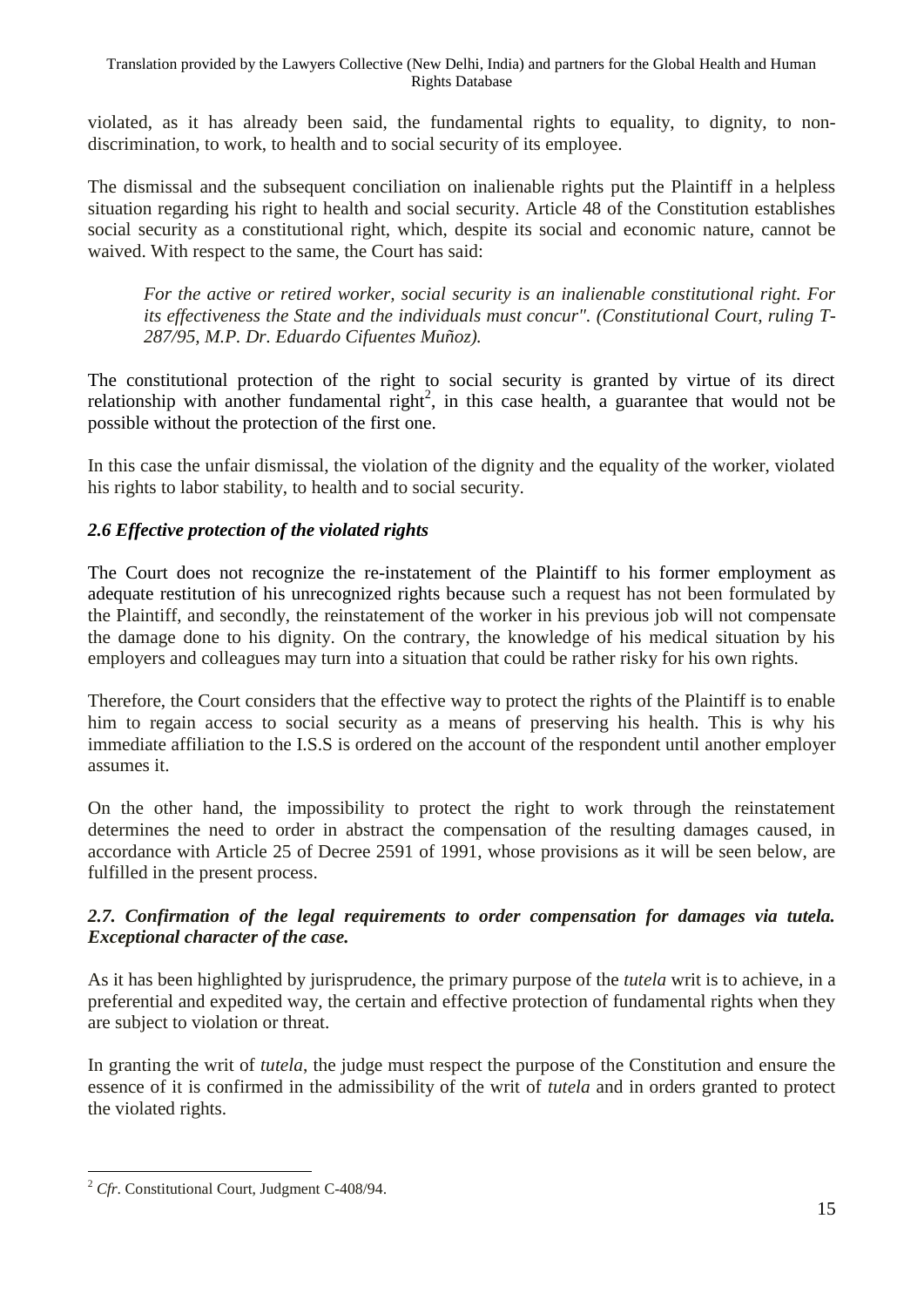violated, as it has already been said, the fundamental rights to equality, to dignity, to non-discrimination, to work, to health and to social security of its employee.

The dismissal and the subsequent conciliation on inalienable rights put the Plaintiff in a helpless situation regarding his right to health and social security. Article 48 of the Constitution establishes social security as a constitutional right, which, despite its social and economic nature, cannot be waived. With respect to the same, the Court has said:

> *For the active or retired worker, social security is an inalienable constitutional right. For its effectiveness the State and the individuals must concur". (Constitutional Court, ruling T-287/95, M.P. Dr. Eduardo Cifuentes Muñoz).*

The constitutional protection of the right to social security is granted by virtue of its direct relationship with another fundamental right[2], in this case health, a guarantee that would not be possible without the protection of the first one.

In this case the unfair dismissal, the violation of the dignity and the equality of the worker, violated his rights to labor stability, to health and to social security.

### *2.6 Effective protection of the violated rights*

The Court does not recognize the re-instatement of the Plaintiff to his former employment as adequate restitution of his unrecognized rights because such a request has not been formulated by the Plaintiff, and secondly, the reinstatement of the worker in his previous job will not compensate the damage done to his dignity. On the contrary, the knowledge of his medical situation by his employers and colleagues may turn into a situation that could be rather risky for his own rights.

Therefore, the Court considers that the effective way to protect the rights of the Plaintiff is to enable him to regain access to social security as a means of preserving his health. This is why his immediate affiliation to the I.S.S is ordered on the account of the respondent until another employer assumes it.

On the other hand, the impossibility to protect the right to work through the reinstatement determines the need to order in abstract the compensation of the resulting damages caused, in accordance with Article 25 of Decree 2591 of 1991, whose provisions as it will be seen below, are fulfilled in the present process.

### *2.7. Confirmation of the legal requirements to order compensation for damages via tutela. Exceptional character of the case.*

As it has been highlighted by jurisprudence, the primary purpose of the *tutela* writ is to achieve, in a preferential and expedited way, the certain and effective protection of fundamental rights when they are subject to violation or threat.

In granting the writ of *tutela*, the judge must respect the purpose of the Constitution and ensure the essence of it is confirmed in the admissibility of the writ of *tutela* and in orders granted to protect the violated rights.

[2] *Cfr*. Constitutional Court, Judgment C-408/94.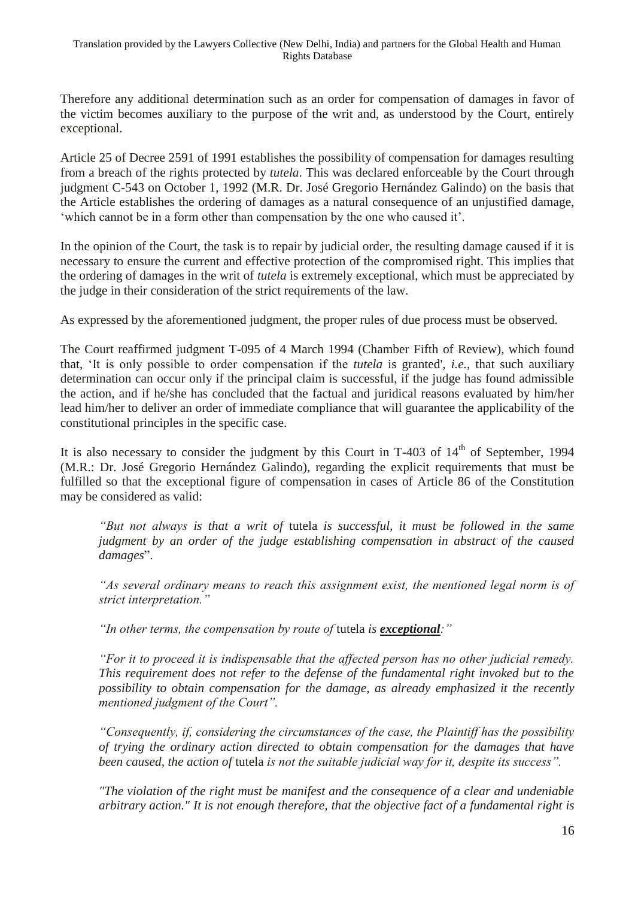Therefore any additional determination such as an order for compensation of damages in favor of the victim becomes auxiliary to the purpose of the writ and, as understood by the Court, entirely exceptional.

Article 25 of Decree 2591 of 1991 establishes the possibility of compensation for damages resulting from a breach of the rights protected by *tutela*. This was declared enforceable by the Court through judgment C-543 on October 1, 1992 (M.R. Dr. José Gregorio Hernández Galindo) on the basis that the Article establishes the ordering of damages as a natural consequence of an unjustified damage, 'which cannot be in a form other than compensation by the one who caused it'.

In the opinion of the Court, the task is to repair by judicial order, the resulting damage caused if it is necessary to ensure the current and effective protection of the compromised right. This implies that the ordering of damages in the writ of *tutela* is extremely exceptional, which must be appreciated by the judge in their consideration of the strict requirements of the law.

As expressed by the aforementioned judgment, the proper rules of due process must be observed.

The Court reaffirmed judgment T-095 of 4 March 1994 (Chamber Fifth of Review), which found that, 'It is only possible to order compensation if the *tutela* is granted', *i.e.*, that such auxiliary determination can occur only if the principal claim is successful, if the judge has found admissible the action, and if he/she has concluded that the factual and juridical reasons evaluated by him/her lead him/her to deliver an order of immediate compliance that will guarantee the applicability of the constitutional principles in the specific case.

It is also necessary to consider the judgment by this Court in T-403 of 14th of September, 1994 (M.R.: Dr. José Gregorio Hernández Galindo), regarding the explicit requirements that must be fulfilled so that the exceptional figure of compensation in cases of Article 86 of the Constitution may be considered as valid:

> *"But not always is that a writ of* tutela *is successful, it must be followed in the same judgment by an order of the judge establishing compensation in abstract of the caused damages*".
>
> *"As several ordinary means to reach this assignment exist, the mentioned legal norm is of strict interpretation."*
>
> *"In other terms, the compensation by route of* tutela *is **exceptional**:"*
>
> *"For it to proceed it is indispensable that the affected person has no other judicial remedy. This requirement does not refer to the defense of the fundamental right invoked but to the possibility to obtain compensation for the damage, as already emphasized it the recently mentioned judgment of the Court".*
>
> *"Consequently, if, considering the circumstances of the case, the Plaintiff has the possibility of trying the ordinary action directed to obtain compensation for the damages that have been caused, the action of* tutela *is not the suitable judicial way for it, despite its success".*
>
> *"The violation of the right must be manifest and the consequence of a clear and undeniable arbitrary action." It is not enough therefore, that the objective fact of a fundamental right is*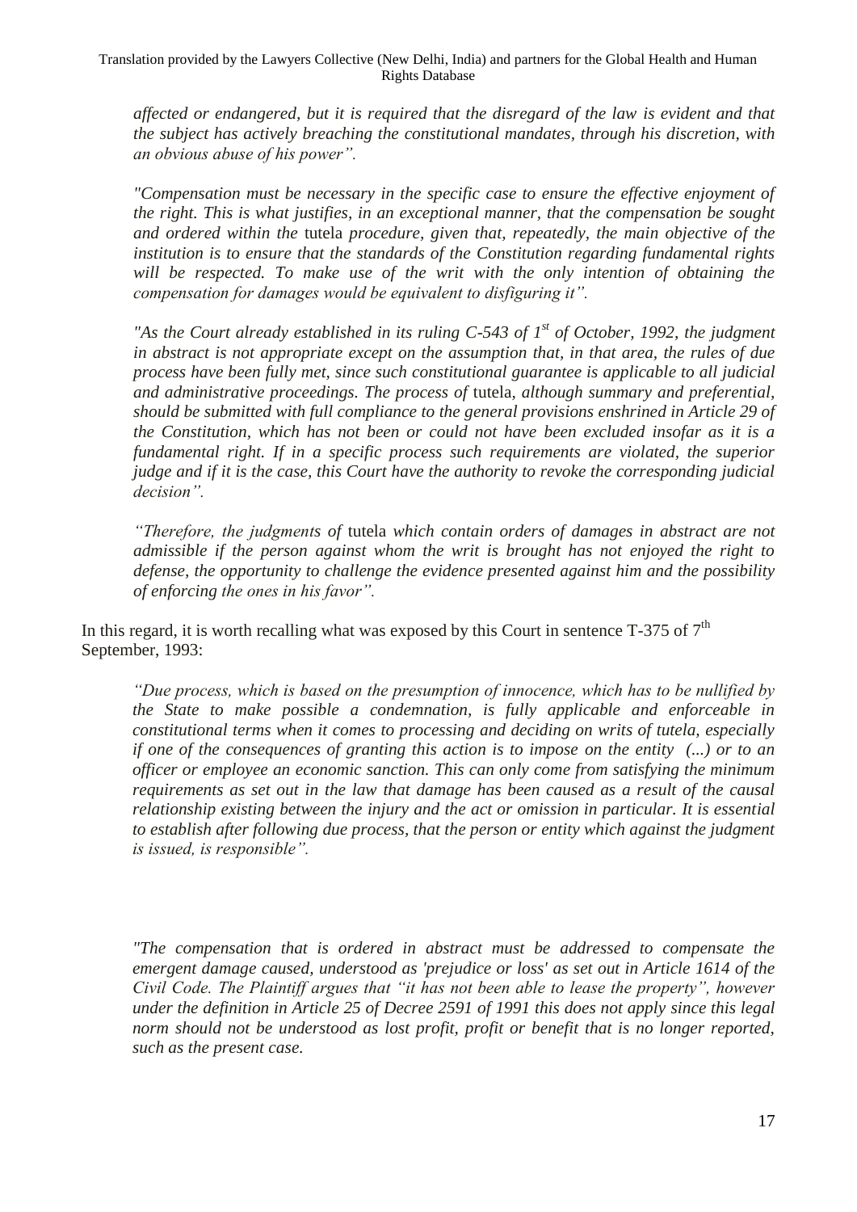*affected or endangered, but it is required that the disregard of the law is evident and that the subject has actively breaching the constitutional mandates, through his discretion, with an obvious abuse of his power".*

*"Compensation must be necessary in the specific case to ensure the effective enjoyment of the right. This is what justifies, in an exceptional manner, that the compensation be sought and ordered within the* tutela *procedure, given that, repeatedly, the main objective of the institution is to ensure that the standards of the Constitution regarding fundamental rights will be respected. To make use of the writ with the only intention of obtaining the compensation for damages would be equivalent to disfiguring it".*

*"As the Court already established in its ruling C-543 of 1st of October, 1992, the judgment in abstract is not appropriate except on the assumption that, in that area, the rules of due process have been fully met, since such constitutional guarantee is applicable to all judicial and administrative proceedings. The process of* tutela*, although summary and preferential, should be submitted with full compliance to the general provisions enshrined in Article 29 of the Constitution, which has not been or could not have been excluded insofar as it is a fundamental right. If in a specific process such requirements are violated, the superior judge and if it is the case, this Court have the authority to revoke the corresponding judicial decision".*

*"Therefore, the judgments of* tutela *which contain orders of damages in abstract are not admissible if the person against whom the writ is brought has not enjoyed the right to defense, the opportunity to challenge the evidence presented against him and the possibility of enforcing the ones in his favor".*

In this regard, it is worth recalling what was exposed by this Court in sentence T-375 of 7th September, 1993:

*"Due process, which is based on the presumption of innocence, which has to be nullified by the State to make possible a condemnation, is fully applicable and enforceable in constitutional terms when it comes to processing and deciding on writs of tutela, especially if one of the consequences of granting this action is to impose on the entity (...) or to an officer or employee an economic sanction. This can only come from satisfying the minimum requirements as set out in the law that damage has been caused as a result of the causal relationship existing between the injury and the act or omission in particular. It is essential to establish after following due process, that the person or entity which against the judgment is issued, is responsible".*

*"The compensation that is ordered in abstract must be addressed to compensate the emergent damage caused, understood as 'prejudice or loss' as set out in Article 1614 of the Civil Code. The Plaintiff argues that "it has not been able to lease the property", however under the definition in Article 25 of Decree 2591 of 1991 this does not apply since this legal norm should not be understood as lost profit, profit or benefit that is no longer reported, such as the present case.*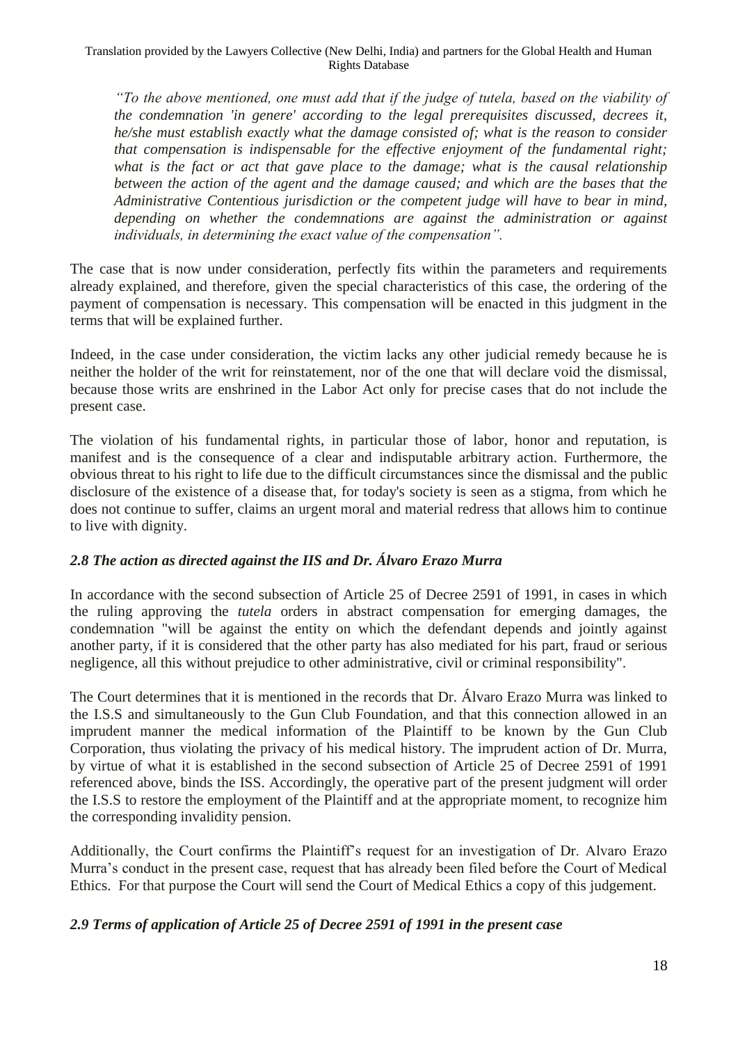*"To the above mentioned, one must add that if the judge of tutela, based on the viability of the condemnation 'in genere' according to the legal prerequisites discussed, decrees it, he/she must establish exactly what the damage consisted of; what is the reason to consider that compensation is indispensable for the effective enjoyment of the fundamental right; what is the fact or act that gave place to the damage; what is the causal relationship between the action of the agent and the damage caused; and which are the bases that the Administrative Contentious jurisdiction or the competent judge will have to bear in mind, depending on whether the condemnations are against the administration or against individuals, in determining the exact value of the compensation".*

The case that is now under consideration, perfectly fits within the parameters and requirements already explained, and therefore, given the special characteristics of this case, the ordering of the payment of compensation is necessary. This compensation will be enacted in this judgment in the terms that will be explained further.

Indeed, in the case under consideration, the victim lacks any other judicial remedy because he is neither the holder of the writ for reinstatement, nor of the one that will declare void the dismissal, because those writs are enshrined in the Labor Act only for precise cases that do not include the present case.

The violation of his fundamental rights, in particular those of labor, honor and reputation, is manifest and is the consequence of a clear and indisputable arbitrary action. Furthermore, the obvious threat to his right to life due to the difficult circumstances since the dismissal and the public disclosure of the existence of a disease that, for today's society is seen as a stigma, from which he does not continue to suffer, claims an urgent moral and material redress that allows him to continue to live with dignity.

### *2.8 The action as directed against the IIS and Dr. Álvaro Erazo Murra*

In accordance with the second subsection of Article 25 of Decree 2591 of 1991, in cases in which the ruling approving the *tutela* orders in abstract compensation for emerging damages, the condemnation "will be against the entity on which the defendant depends and jointly against another party, if it is considered that the other party has also mediated for his part, fraud or serious negligence, all this without prejudice to other administrative, civil or criminal responsibility".

The Court determines that it is mentioned in the records that Dr. Álvaro Erazo Murra was linked to the I.S.S and simultaneously to the Gun Club Foundation, and that this connection allowed in an imprudent manner the medical information of the Plaintiff to be known by the Gun Club Corporation, thus violating the privacy of his medical history. The imprudent action of Dr. Murra, by virtue of what it is established in the second subsection of Article 25 of Decree 2591 of 1991 referenced above, binds the ISS. Accordingly, the operative part of the present judgment will order the I.S.S to restore the employment of the Plaintiff and at the appropriate moment, to recognize him the corresponding invalidity pension.

Additionally, the Court confirms the Plaintiff's request for an investigation of Dr. Alvaro Erazo Murra's conduct in the present case, request that has already been filed before the Court of Medical Ethics. For that purpose the Court will send the Court of Medical Ethics a copy of this judgement.

### *2.9 Terms of application of Article 25 of Decree 2591 of 1991 in the present case*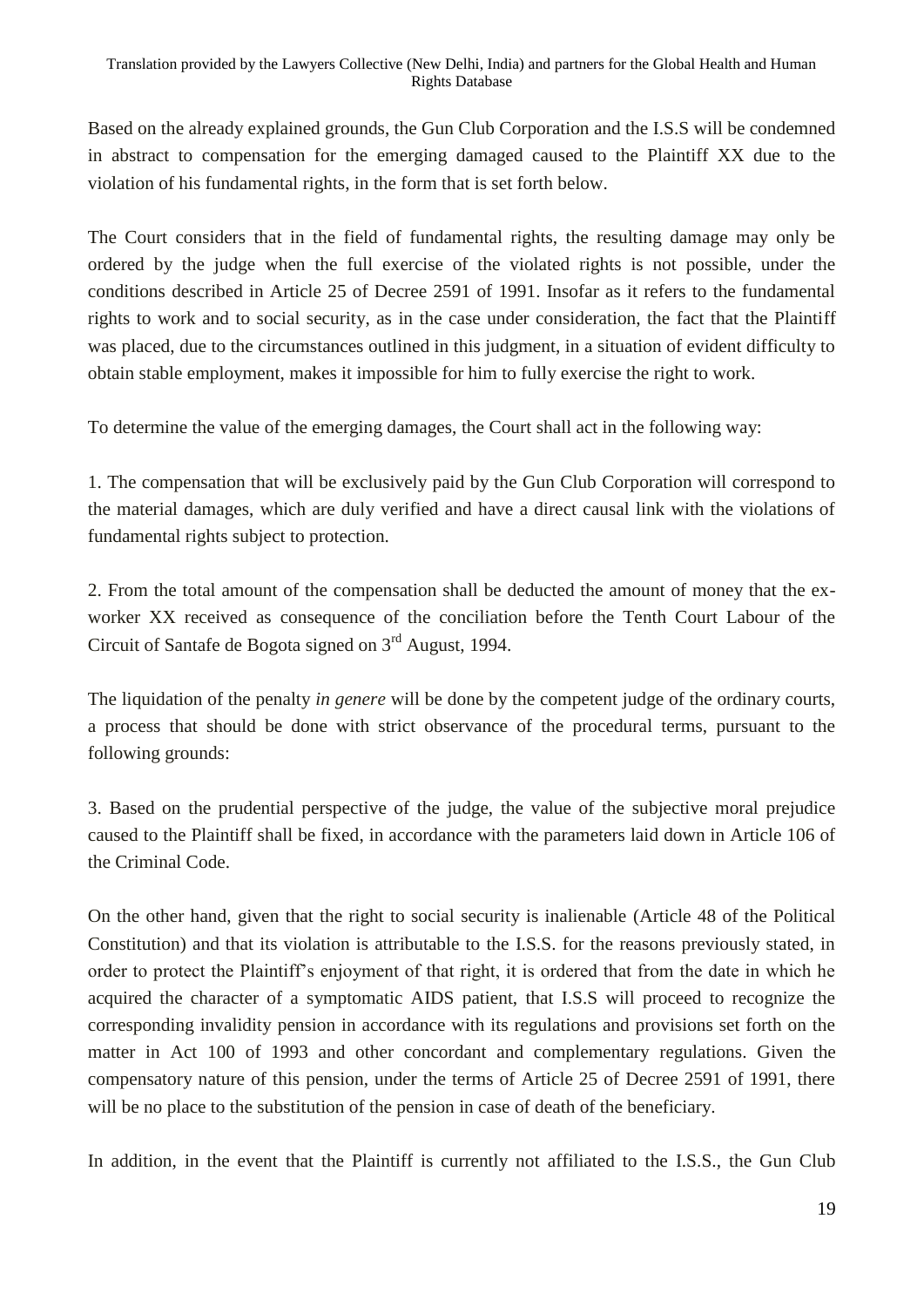Based on the already explained grounds, the Gun Club Corporation and the I.S.S will be condemned in abstract to compensation for the emerging damaged caused to the Plaintiff XX due to the violation of his fundamental rights, in the form that is set forth below.

The Court considers that in the field of fundamental rights, the resulting damage may only be ordered by the judge when the full exercise of the violated rights is not possible, under the conditions described in Article 25 of Decree 2591 of 1991. Insofar as it refers to the fundamental rights to work and to social security, as in the case under consideration, the fact that the Plaintiff was placed, due to the circumstances outlined in this judgment, in a situation of evident difficulty to obtain stable employment, makes it impossible for him to fully exercise the right to work.

To determine the value of the emerging damages, the Court shall act in the following way:

1. The compensation that will be exclusively paid by the Gun Club Corporation will correspond to the material damages, which are duly verified and have a direct causal link with the violations of fundamental rights subject to protection.

2. From the total amount of the compensation shall be deducted the amount of money that the ex-worker XX received as consequence of the conciliation before the Tenth Court Labour of the Circuit of Santafe de Bogota signed on 3rd August, 1994.

The liquidation of the penalty *in genere* will be done by the competent judge of the ordinary courts, a process that should be done with strict observance of the procedural terms, pursuant to the following grounds:

3. Based on the prudential perspective of the judge, the value of the subjective moral prejudice caused to the Plaintiff shall be fixed, in accordance with the parameters laid down in Article 106 of the Criminal Code.

On the other hand, given that the right to social security is inalienable (Article 48 of the Political Constitution) and that its violation is attributable to the I.S.S. for the reasons previously stated, in order to protect the Plaintiff's enjoyment of that right, it is ordered that from the date in which he acquired the character of a symptomatic AIDS patient, that I.S.S will proceed to recognize the corresponding invalidity pension in accordance with its regulations and provisions set forth on the matter in Act 100 of 1993 and other concordant and complementary regulations. Given the compensatory nature of this pension, under the terms of Article 25 of Decree 2591 of 1991, there will be no place to the substitution of the pension in case of death of the beneficiary.

In addition, in the event that the Plaintiff is currently not affiliated to the I.S.S., the Gun Club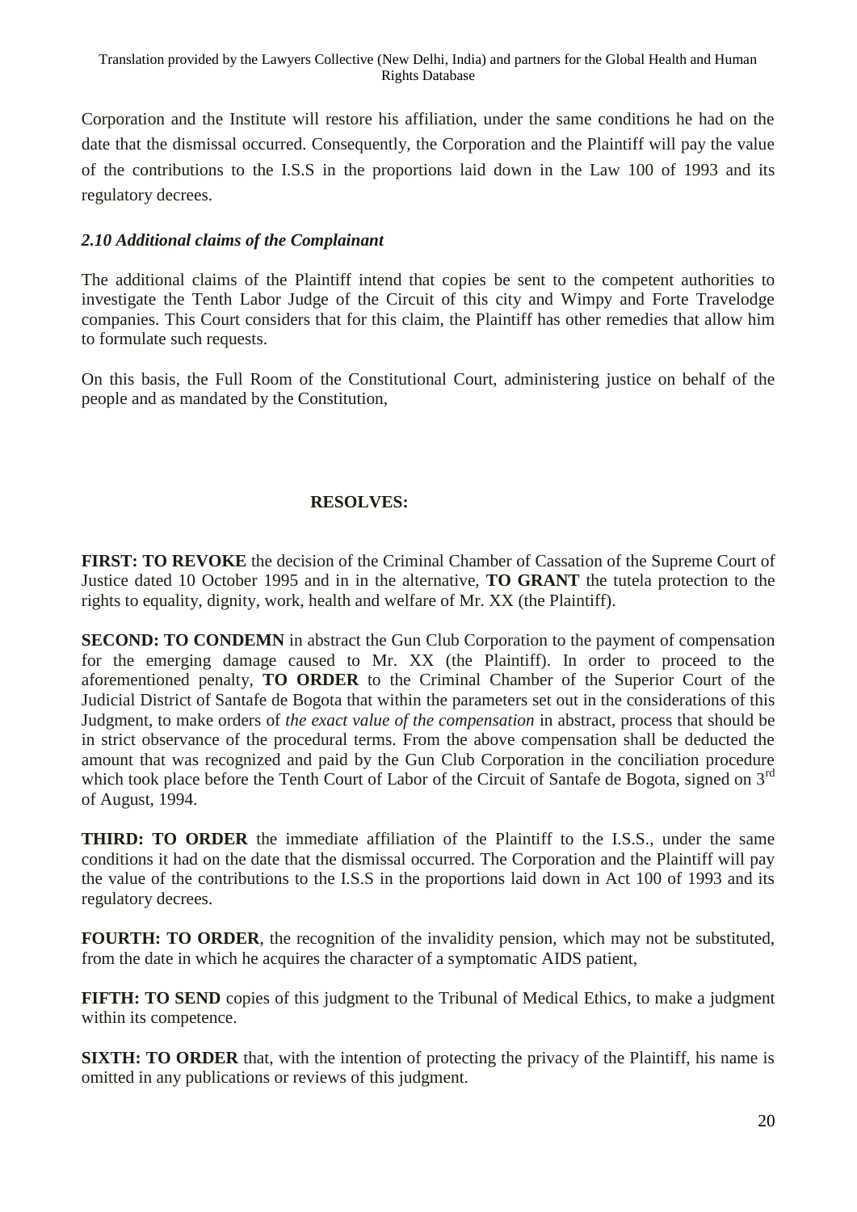Corporation and the Institute will restore his affiliation, under the same conditions he had on the date that the dismissal occurred. Consequently, the Corporation and the Plaintiff will pay the value of the contributions to the I.S.S in the proportions laid down in the Law 100 of 1993 and its regulatory decrees.

### *2.10 Additional claims of the Complainant*

The additional claims of the Plaintiff intend that copies be sent to the competent authorities to investigate the Tenth Labor Judge of the Circuit of this city and Wimpy and Forte Travelodge companies. This Court considers that for this claim, the Plaintiff has other remedies that allow him to formulate such requests.

On this basis, the Full Room of the Constitutional Court, administering justice on behalf of the people and as mandated by the Constitution,

**RESOLVES:**

**FIRST: TO REVOKE** the decision of the Criminal Chamber of Cassation of the Supreme Court of Justice dated 10 October 1995 and in in the alternative, **TO GRANT** the tutela protection to the rights to equality, dignity, work, health and welfare of Mr. XX (the Plaintiff).

**SECOND: TO CONDEMN** in abstract the Gun Club Corporation to the payment of compensation for the emerging damage caused to Mr. XX (the Plaintiff). In order to proceed to the aforementioned penalty, **TO ORDER** to the Criminal Chamber of the Superior Court of the Judicial District of Santafe de Bogota that within the parameters set out in the considerations of this Judgment, to make orders of *the exact value of the compensation* in abstract, process that should be in strict observance of the procedural terms. From the above compensation shall be deducted the amount that was recognized and paid by the Gun Club Corporation in the conciliation procedure which took place before the Tenth Court of Labor of the Circuit of Santafe de Bogota, signed on 3rd of August, 1994.

**THIRD: TO ORDER** the immediate affiliation of the Plaintiff to the I.S.S., under the same conditions it had on the date that the dismissal occurred. The Corporation and the Plaintiff will pay the value of the contributions to the I.S.S in the proportions laid down in Act 100 of 1993 and its regulatory decrees.

**FOURTH: TO ORDER**, the recognition of the invalidity pension, which may not be substituted, from the date in which he acquires the character of a symptomatic AIDS patient,

**FIFTH: TO SEND** copies of this judgment to the Tribunal of Medical Ethics, to make a judgment within its competence.

**SIXTH: TO ORDER** that, with the intention of protecting the privacy of the Plaintiff, his name is omitted in any publications or reviews of this judgment.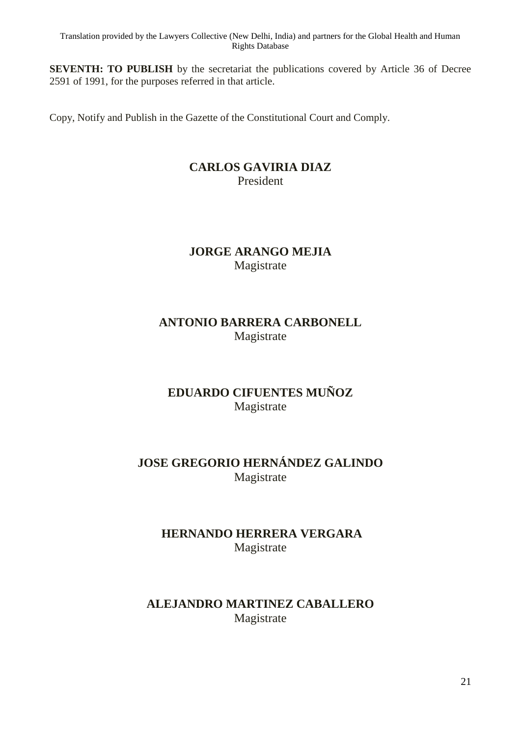**SEVENTH: TO PUBLISH** by the secretariat the publications covered by Article 36 of Decree 2591 of 1991, for the purposes referred in that article.

Copy, Notify and Publish in the Gazette of the Constitutional Court and Comply.

**CARLOS GAVIRIA DIAZ**
President

**JORGE ARANGO MEJIA**
Magistrate

**ANTONIO BARRERA CARBONELL**
Magistrate

**EDUARDO CIFUENTES MUÑOZ**
Magistrate

**JOSE GREGORIO HERNÁNDEZ GALINDO**
Magistrate

**HERNANDO HERRERA VERGARA**
Magistrate

**ALEJANDRO MARTINEZ CABALLERO**
Magistrate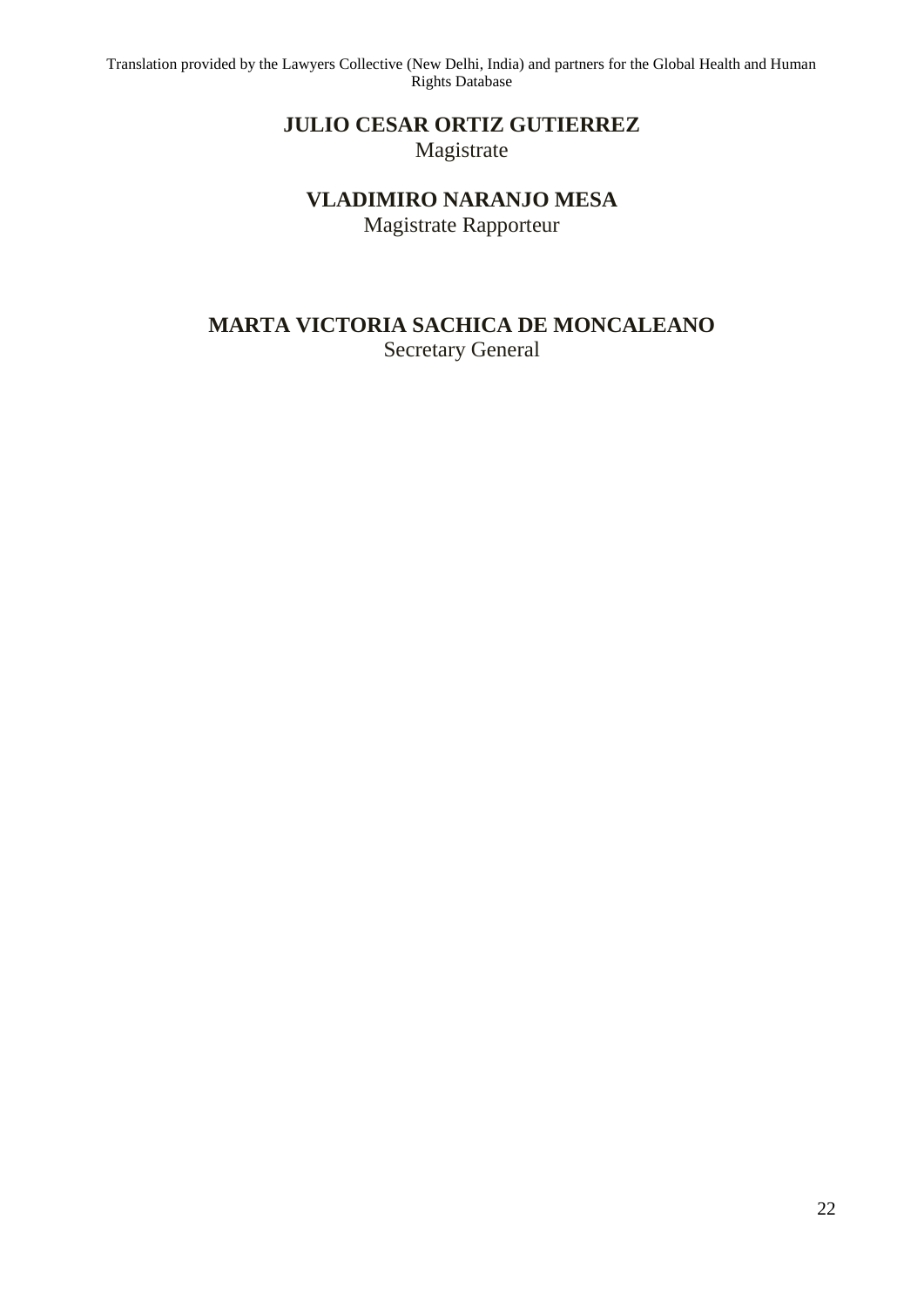**JULIO CESAR ORTIZ GUTIERREZ**
Magistrate

**VLADIMIRO NARANJO MESA**
Magistrate Rapporteur

**MARTA VICTORIA SACHICA DE MONCALEANO**
Secretary General